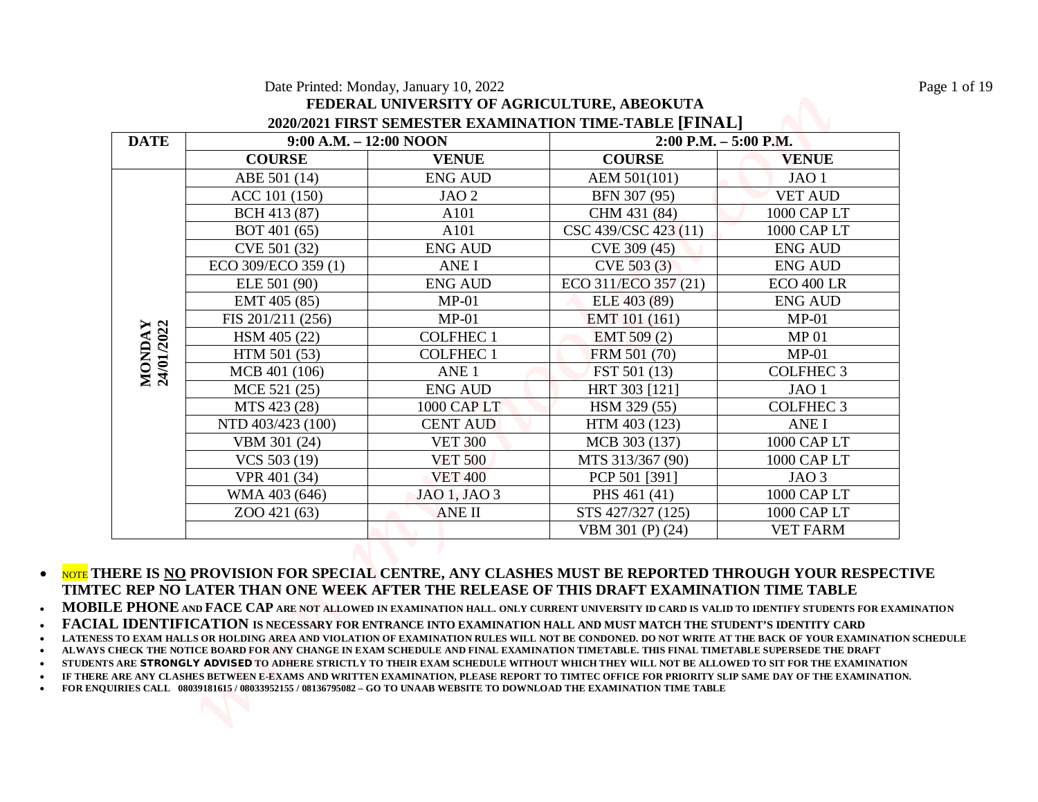Date Printed: Monday, January 10, 2022

**FEDERAL UNIVERSITY OF AGRICULTURE, ABEOKUTA**

**2020/2021 FIRST SEMESTER EXAMINATION TIME-TABLE [FINAL]**

| DATE | 9:00 A.M. – 12:00 NOON | | 2:00 P.M. – 5:00 P.M. | |
|---|---|---|---|---|
| | **COURSE** | **VENUE** | **COURSE** | **VENUE** |
| **MONDAY 24/01/2022** | ABE 501 (14) | ENG AUD | AEM 501(101) | JAO 1 |
| | ACC 101 (150) | JAO 2 | BFN 307 (95) | VET AUD |
| | BCH 413 (87) | A101 | CHM 431 (84) | 1000 CAP LT |
| | BOT 401 (65) | A101 | CSC 439/CSC 423 (11) | 1000 CAP LT |
| | CVE 501 (32) | ENG AUD | CVE 309 (45) | ENG AUD |
| | ECO 309/ECO 359 (1) | ANE I | CVE 503 (3) | ENG AUD |
| | ELE 501 (90) | ENG AUD | ECO 311/ECO 357 (21) | ECO 400 LR |
| | EMT 405 (85) | MP-01 | ELE 403 (89) | ENG AUD |
| | FIS 201/211 (256) | MP-01 | EMT 101 (161) | MP-01 |
| | HSM 405 (22) | COLFHEC 1 | EMT 509 (2) | MP 01 |
| | HTM 501 (53) | COLFHEC 1 | FRM 501 (70) | MP-01 |
| | MCB 401 (106) | ANE 1 | FST 501 (13) | COLFHEC 3 |
| | MCE 521 (25) | ENG AUD | HRT 303 [121] | JAO 1 |
| | MTS 423 (28) | 1000 CAP LT | HSM 329 (55) | COLFHEC 3 |
| | NTD 403/423 (100) | CENT AUD | HTM 403 (123) | ANE I |
| | VBM 301 (24) | VET 300 | MCB 303 (137) | 1000 CAP LT |
| | VCS 503 (19) | VET 500 | MTS 313/367 (90) | 1000 CAP LT |
| | VPR 401 (34) | VET 400 | PCP 501 [391] | JAO 3 |
| | WMA 403 (646) | JAO 1, JAO 3 | PHS 461 (41) | 1000 CAP LT |
| | ZOO 421 (63) | ANE II | STS 427/327 (125) | 1000 CAP LT |
| | | | VBM 301 (P) (24) | VET FARM |

- NOTE **THERE IS NO PROVISION FOR SPECIAL CENTRE, ANY CLASHES MUST BE REPORTED THROUGH YOUR RESPECTIVE TIMTEC REP NO LATER THAN ONE WEEK AFTER THE RELEASE OF THIS DRAFT EXAMINATION TIME TABLE**
- **MOBILE PHONE AND FACE CAP ARE NOT ALLOWED IN EXAMINATION HALL. ONLY CURRENT UNIVERSITY ID CARD IS VALID TO IDENTIFY STUDENTS FOR EXAMINATION**
- **FACIAL IDENTIFICATION IS NECESSARY FOR ENTRANCE INTO EXAMINATION HALL AND MUST MATCH THE STUDENT'S IDENTITY CARD**
- **LATENESS TO EXAM HALLS OR HOLDING AREA AND VIOLATION OF EXAMINATION RULES WILL NOT BE CONDONED. DO NOT WRITE AT THE BACK OF YOUR EXAMINATION SCHEDULE**
- **ALWAYS CHECK THE NOTICE BOARD FOR ANY CHANGE IN EXAM SCHEDULE AND FINAL EXAMINATION TIMETABLE. THIS FINAL TIMETABLE SUPERSEDE THE DRAFT**
- **STUDENTS ARE *STRONGLY ADVISED* TO ADHERE STRICTLY TO THEIR EXAM SCHEDULE WITHOUT WHICH THEY WILL NOT BE ALLOWED TO SIT FOR THE EXAMINATION**
- **IF THERE ARE ANY CLASHES BETWEEN E-EXAMS AND WRITTEN EXAMINATION, PLEASE REPORT TO TIMTEC OFFICE FOR PRIORITY SLIP SAME DAY OF THE EXAMINATION.**
- **FOR ENQUIRIES CALL 08039181615 / 08033952155 / 08136795082 – GO TO UNAAB WEBSITE TO DOWNLOAD THE EXAMINATION TIME TABLE**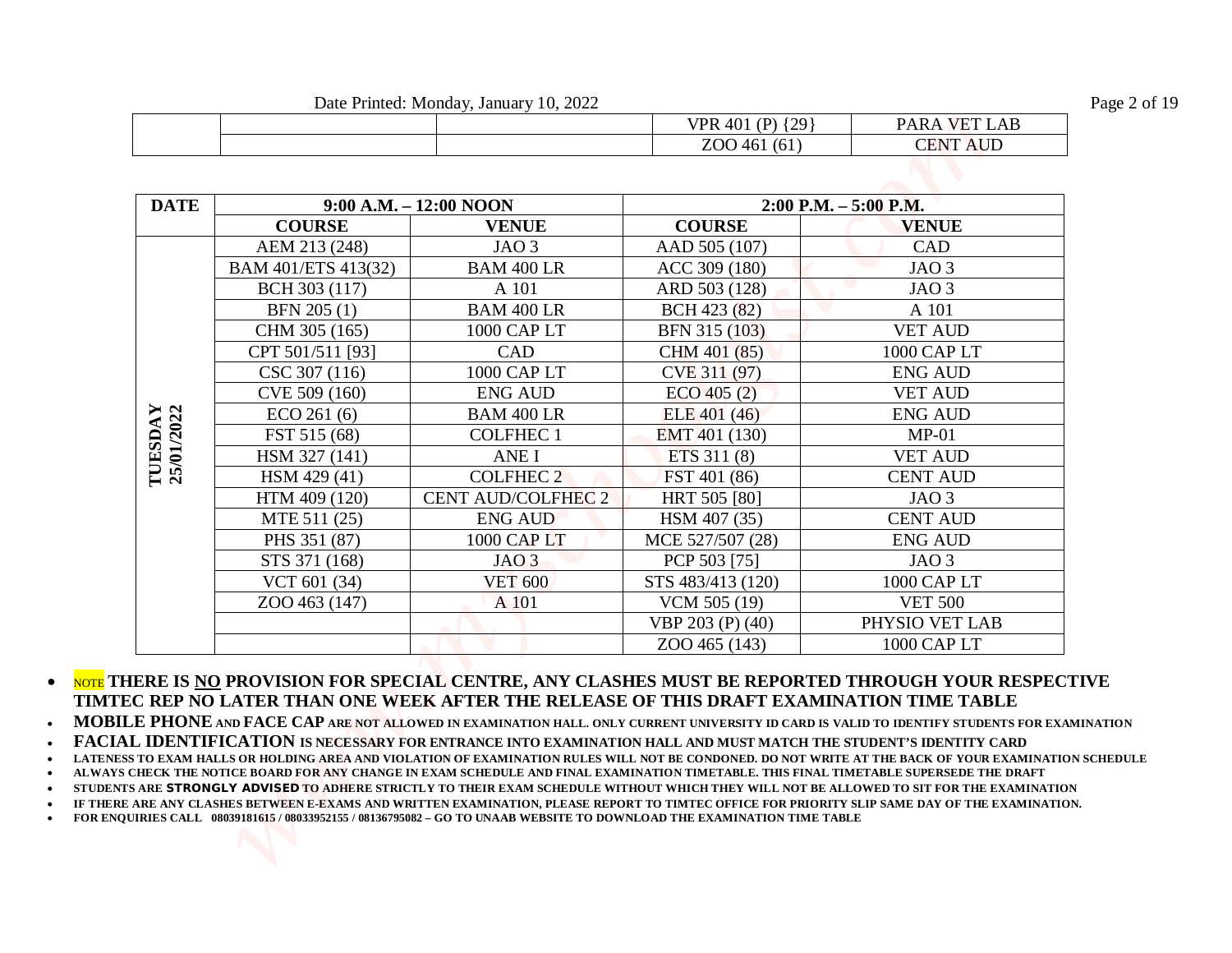| | | | VPR 401 (P) {29} | PARA VET LAB |
|---|---|---|---|---|
| | | | ZOO 461 (61) | CENT AUD |

| DATE | 9:00 A.M. – 12:00 NOON | | 2:00 P.M. – 5:00 P.M. | |
|---|---|---|---|---|
| | COURSE | VENUE | COURSE | VENUE |
| TUESDAY 25/01/2022 | AEM 213 (248) | JAO 3 | AAD 505 (107) | CAD |
| | BAM 401/ETS 413(32) | BAM 400 LR | ACC 309 (180) | JAO 3 |
| | BCH 303 (117) | A 101 | ARD 503 (128) | JAO 3 |
| | BFN 205 (1) | BAM 400 LR | BCH 423 (82) | A 101 |
| | CHM 305 (165) | 1000 CAP LT | BFN 315 (103) | VET AUD |
| | CPT 501/511 [93] | CAD | CHM 401 (85) | 1000 CAP LT |
| | CSC 307 (116) | 1000 CAP LT | CVE 311 (97) | ENG AUD |
| | CVE 509 (160) | ENG AUD | ECO 405 (2) | VET AUD |
| | ECO 261 (6) | BAM 400 LR | ELE 401 (46) | ENG AUD |
| | FST 515 (68) | COLFHEC 1 | EMT 401 (130) | MP-01 |
| | HSM 327 (141) | ANE I | ETS 311 (8) | VET AUD |
| | HSM 429 (41) | COLFHEC 2 | FST 401 (86) | CENT AUD |
| | HTM 409 (120) | CENT AUD/COLFHEC 2 | HRT 505 [80] | JAO 3 |
| | MTE 511 (25) | ENG AUD | HSM 407 (35) | CENT AUD |
| | PHS 351 (87) | 1000 CAP LT | MCE 527/507 (28) | ENG AUD |
| | STS 371 (168) | JAO 3 | PCP 503 [75] | JAO 3 |
| | VCT 601 (34) | VET 600 | STS 483/413 (120) | 1000 CAP LT |
| | ZOO 463 (147) | A 101 | VCM 505 (19) | VET 500 |
| | | | VBP 203 (P) (40) | PHYSIO VET LAB |
| | | | ZOO 465 (143) | 1000 CAP LT |

- NOTE **THERE IS NO PROVISION FOR SPECIAL CENTRE, ANY CLASHES MUST BE REPORTED THROUGH YOUR RESPECTIVE TIMTEC REP NO LATER THAN ONE WEEK AFTER THE RELEASE OF THIS DRAFT EXAMINATION TIME TABLE**
- **MOBILE PHONE AND FACE CAP ARE NOT ALLOWED IN EXAMINATION HALL. ONLY CURRENT UNIVERSITY ID CARD IS VALID TO IDENTIFY STUDENTS FOR EXAMINATION**
- **FACIAL IDENTIFICATION IS NECESSARY FOR ENTRANCE INTO EXAMINATION HALL AND MUST MATCH THE STUDENT'S IDENTITY CARD**
- **LATENESS TO EXAM HALLS OR HOLDING AREA AND VIOLATION OF EXAMINATION RULES WILL NOT BE CONDONED. DO NOT WRITE AT THE BACK OF YOUR EXAMINATION SCHEDULE**
- **ALWAYS CHECK THE NOTICE BOARD FOR ANY CHANGE IN EXAM SCHEDULE AND FINAL EXAMINATION TIMETABLE. THIS FINAL TIMETABLE SUPERSEDE THE DRAFT**
- **STUDENTS ARE STRONGLY ADVISED TO ADHERE STRICTLY TO THEIR EXAM SCHEDULE WITHOUT WHICH THEY WILL NOT BE ALLOWED TO SIT FOR THE EXAMINATION**
- **IF THERE ARE ANY CLASHES BETWEEN E-EXAMS AND WRITTEN EXAMINATION, PLEASE REPORT TO TIMTEC OFFICE FOR PRIORITY SLIP SAME DAY OF THE EXAMINATION.**
- **FOR ENQUIRIES CALL 08039181615 / 08033952155 / 08136795082 – GO TO UNAAB WEBSITE TO DOWNLOAD THE EXAMINATION TIME TABLE**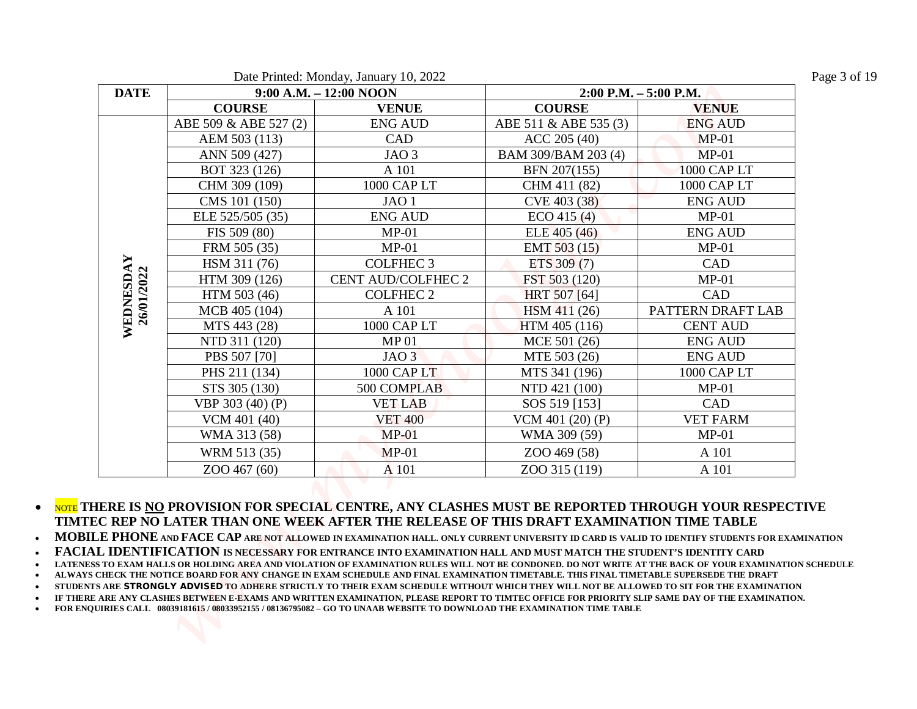Date Printed: Monday, January 10, 2022

| DATE | 9:00 A.M. – 12:00 NOON | | 2:00 P.M. – 5:00 P.M. | |
|---|---|---|---|---|
| | COURSE | VENUE | COURSE | VENUE |
| WEDNESDAY 26/01/2022 | ABE 509 & ABE 527 (2) | ENG AUD | ABE 511 & ABE 535 (3) | ENG AUD |
| | AEM 503 (113) | CAD | ACC 205 (40) | MP-01 |
| | ANN 509 (427) | JAO 3 | BAM 309/BAM 203 (4) | MP-01 |
| | BOT 323 (126) | A 101 | BFN 207(155) | 1000 CAP LT |
| | CHM 309 (109) | 1000 CAP LT | CHM 411 (82) | 1000 CAP LT |
| | CMS 101 (150) | JAO 1 | CVE 403 (38) | ENG AUD |
| | ELE 525/505 (35) | ENG AUD | ECO 415 (4) | MP-01 |
| | FIS 509 (80) | MP-01 | ELE 405 (46) | ENG AUD |
| | FRM 505 (35) | MP-01 | EMT 503 (15) | MP-01 |
| | HSM 311 (76) | COLFHEC 3 | ETS 309 (7) | CAD |
| | HTM 309 (126) | CENT AUD/COLFHEC 2 | FST 503 (120) | MP-01 |
| | HTM 503 (46) | COLFHEC 2 | HRT 507 [64] | CAD |
| | MCB 405 (104) | A 101 | HSM 411 (26) | PATTERN DRAFT LAB |
| | MTS 443 (28) | 1000 CAP LT | HTM 405 (116) | CENT AUD |
| | NTD 311 (120) | MP 01 | MCE 501 (26) | ENG AUD |
| | PBS 507 [70] | JAO 3 | MTE 503 (26) | ENG AUD |
| | PHS 211 (134) | 1000 CAP LT | MTS 341 (196) | 1000 CAP LT |
| | STS 305 (130) | 500 COMPLAB | NTD 421 (100) | MP-01 |
| | VBP 303 (40) (P) | VET LAB | SOS 519 [153] | CAD |
| | VCM 401 (40) | VET 400 | VCM 401 (20) (P) | VET FARM |
| | WMA 313 (58) | MP-01 | WMA 309 (59) | MP-01 |
| | WRM 513 (35) | MP-01 | ZOO 469 (58) | A 101 |
| | ZOO 467 (60) | A 101 | ZOO 315 (119) | A 101 |

- NOTE **THERE IS NO PROVISION FOR SPECIAL CENTRE, ANY CLASHES MUST BE REPORTED THROUGH YOUR RESPECTIVE TIMTEC REP NO LATER THAN ONE WEEK AFTER THE RELEASE OF THIS DRAFT EXAMINATION TIME TABLE**
- **MOBILE PHONE AND FACE CAP ARE NOT ALLOWED IN EXAMINATION HALL. ONLY CURRENT UNIVERSITY ID CARD IS VALID TO IDENTIFY STUDENTS FOR EXAMINATION**
- **FACIAL IDENTIFICATION IS NECESSARY FOR ENTRANCE INTO EXAMINATION HALL AND MUST MATCH THE STUDENT'S IDENTITY CARD**
- **LATENESS TO EXAM HALLS OR HOLDING AREA AND VIOLATION OF EXAMINATION RULES WILL NOT BE CONDONED. DO NOT WRITE AT THE BACK OF YOUR EXAMINATION SCHEDULE**
- **ALWAYS CHECK THE NOTICE BOARD FOR ANY CHANGE IN EXAM SCHEDULE AND FINAL EXAMINATION TIMETABLE. THIS FINAL TIMETABLE SUPERSEDE THE DRAFT**
- **STUDENTS ARE STRONGLY ADVISED TO ADHERE STRICTLY TO THEIR EXAM SCHEDULE WITHOUT WHICH THEY WILL NOT BE ALLOWED TO SIT FOR THE EXAMINATION**
- **IF THERE ARE ANY CLASHES BETWEEN E-EXAMS AND WRITTEN EXAMINATION, PLEASE REPORT TO TIMTEC OFFICE FOR PRIORITY SLIP SAME DAY OF THE EXAMINATION.**
- **FOR ENQUIRIES CALL 08039181615 / 08033952155 / 08136795082 – GO TO UNAAB WEBSITE TO DOWNLOAD THE EXAMINATION TIME TABLE**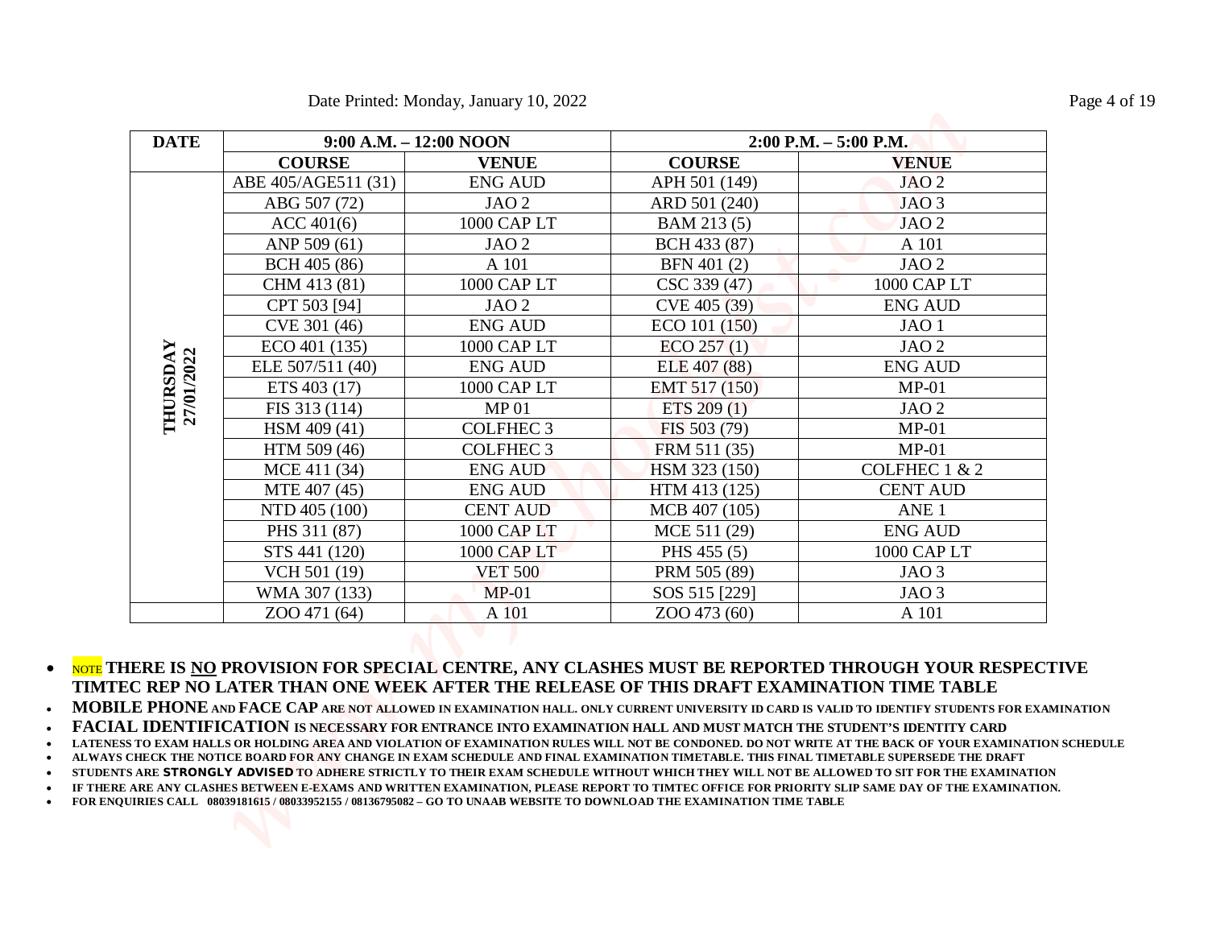Date Printed: Monday, January 10, 2022

| DATE | 9:00 A.M. – 12:00 NOON | | 2:00 P.M. – 5:00 P.M. | |
|---|---|---|---|---|
| | COURSE | VENUE | COURSE | VENUE |
| THURSDAY 27/01/2022 | ABE 405/AGE511 (31) | ENG AUD | APH 501 (149) | JAO 2 |
| | ABG 507 (72) | JAO 2 | ARD 501 (240) | JAO 3 |
| | ACC 401(6) | 1000 CAP LT | BAM 213 (5) | JAO 2 |
| | ANP 509 (61) | JAO 2 | BCH 433 (87) | A 101 |
| | BCH 405 (86) | A 101 | BFN 401 (2) | JAO 2 |
| | CHM 413 (81) | 1000 CAP LT | CSC 339 (47) | 1000 CAP LT |
| | CPT 503 [94] | JAO 2 | CVE 405 (39) | ENG AUD |
| | CVE 301 (46) | ENG AUD | ECO 101 (150) | JAO 1 |
| | ECO 401 (135) | 1000 CAP LT | ECO 257 (1) | JAO 2 |
| | ELE 507/511 (40) | ENG AUD | ELE 407 (88) | ENG AUD |
| | ETS 403 (17) | 1000 CAP LT | EMT 517 (150) | MP-01 |
| | FIS 313 (114) | MP 01 | ETS 209 (1) | JAO 2 |
| | HSM 409 (41) | COLFHEC 3 | FIS 503 (79) | MP-01 |
| | HTM 509 (46) | COLFHEC 3 | FRM 511 (35) | MP-01 |
| | MCE 411 (34) | ENG AUD | HSM 323 (150) | COLFHEC 1 & 2 |
| | MTE 407 (45) | ENG AUD | HTM 413 (125) | CENT AUD |
| | NTD 405 (100) | CENT AUD | MCB 407 (105) | ANE 1 |
| | PHS 311 (87) | 1000 CAP LT | MCE 511 (29) | ENG AUD |
| | STS 441 (120) | 1000 CAP LT | PHS 455 (5) | 1000 CAP LT |
| | VCH 501 (19) | VET 500 | PRM 505 (89) | JAO 3 |
| | WMA 307 (133) | MP-01 | SOS 515 [229] | JAO 3 |
| | ZOO 471 (64) | A 101 | ZOO 473 (60) | A 101 |

- NOTE **THERE IS <u>NO</u> PROVISION FOR SPECIAL CENTRE, ANY CLASHES MUST BE REPORTED THROUGH YOUR RESPECTIVE TIMTEC REP NO LATER THAN ONE WEEK AFTER THE RELEASE OF THIS DRAFT EXAMINATION TIME TABLE**
- **MOBILE PHONE AND FACE CAP ARE NOT ALLOWED IN EXAMINATION HALL. ONLY CURRENT UNIVERSITY ID CARD IS VALID TO IDENTIFY STUDENTS FOR EXAMINATION**
- **FACIAL IDENTIFICATION IS NECESSARY FOR ENTRANCE INTO EXAMINATION HALL AND MUST MATCH THE STUDENT'S IDENTITY CARD**
- **LATENESS TO EXAM HALLS OR HOLDING AREA AND VIOLATION OF EXAMINATION RULES WILL NOT BE CONDONED. DO NOT WRITE AT THE BACK OF YOUR EXAMINATION SCHEDULE**
- **ALWAYS CHECK THE NOTICE BOARD FOR ANY CHANGE IN EXAM SCHEDULE AND FINAL EXAMINATION TIMETABLE. THIS FINAL TIMETABLE SUPERSEDE THE DRAFT**
- **STUDENTS ARE *STRONGLY ADVISED* TO ADHERE STRICTLY TO THEIR EXAM SCHEDULE WITHOUT WHICH THEY WILL NOT BE ALLOWED TO SIT FOR THE EXAMINATION**
- **IF THERE ARE ANY CLASHES BETWEEN E-EXAMS AND WRITTEN EXAMINATION, PLEASE REPORT TO TIMTEC OFFICE FOR PRIORITY SLIP SAME DAY OF THE EXAMINATION.**
- **FOR ENQUIRIES CALL 08039181615 / 08033952155 / 08136795082 – GO TO UNAAB WEBSITE TO DOWNLOAD THE EXAMINATION TIME TABLE**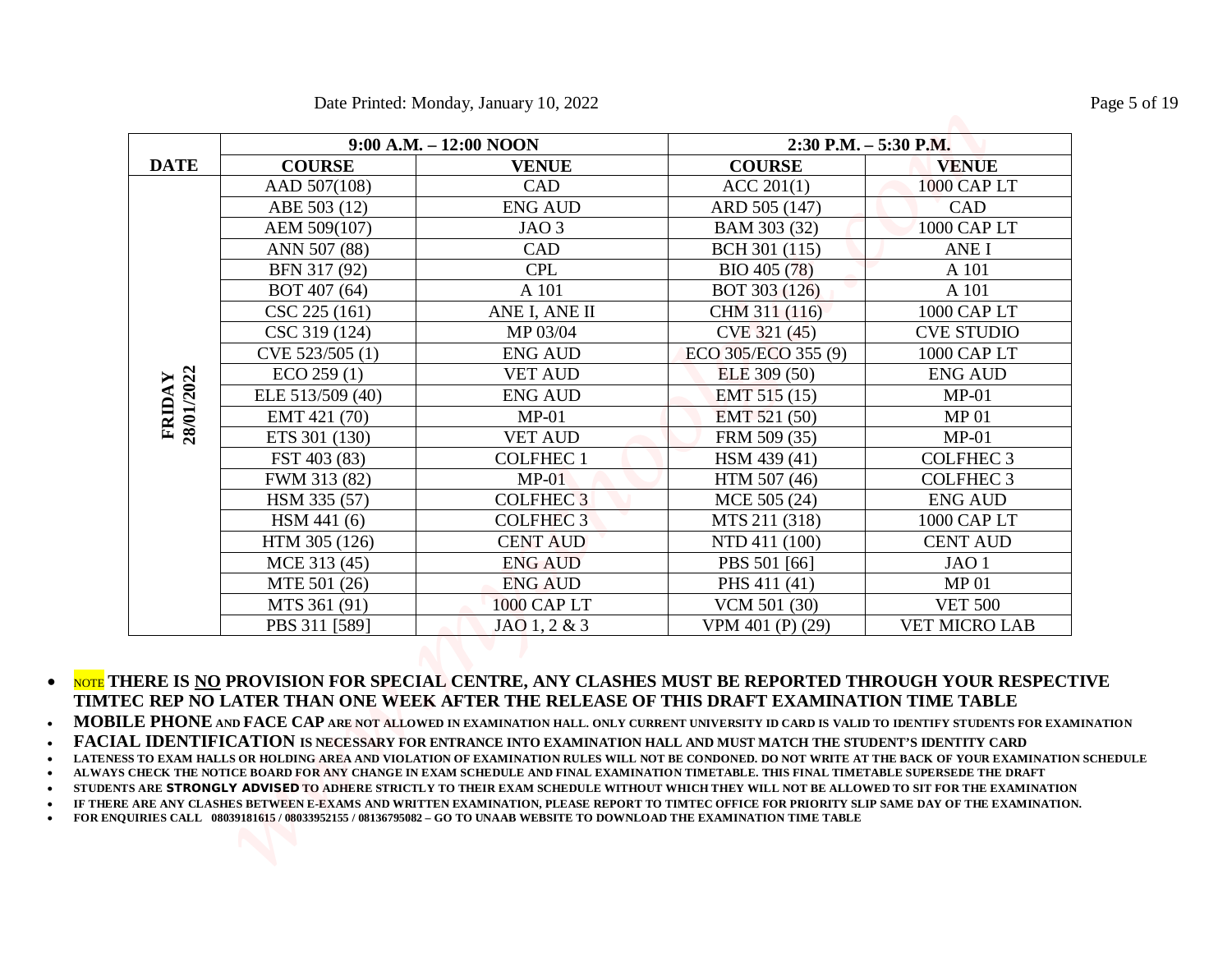Date Printed: Monday, January 10, 2022

| DATE | 9:00 A.M. – 12:00 NOON | | 2:30 P.M. – 5:30 P.M. | |
|---|---|---|---|---|
| | COURSE | VENUE | COURSE | VENUE |
| FRIDAY 28/01/2022 | AAD 507(108) | CAD | ACC 201(1) | 1000 CAP LT |
| | ABE 503 (12) | ENG AUD | ARD 505 (147) | CAD |
| | AEM 509(107) | JAO 3 | BAM 303 (32) | 1000 CAP LT |
| | ANN 507 (88) | CAD | BCH 301 (115) | ANE I |
| | BFN 317 (92) | CPL | BIO 405 (78) | A 101 |
| | BOT 407 (64) | A 101 | BOT 303 (126) | A 101 |
| | CSC 225 (161) | ANE I, ANE II | CHM 311 (116) | 1000 CAP LT |
| | CSC 319 (124) | MP 03/04 | CVE 321 (45) | CVE STUDIO |
| | CVE 523/505 (1) | ENG AUD | ECO 305/ECO 355 (9) | 1000 CAP LT |
| | ECO 259 (1) | VET AUD | ELE 309 (50) | ENG AUD |
| | ELE 513/509 (40) | ENG AUD | EMT 515 (15) | MP-01 |
| | EMT 421 (70) | MP-01 | EMT 521 (50) | MP 01 |
| | ETS 301 (130) | VET AUD | FRM 509 (35) | MP-01 |
| | FST 403 (83) | COLFHEC 1 | HSM 439 (41) | COLFHEC 3 |
| | FWM 313 (82) | MP-01 | HTM 507 (46) | COLFHEC 3 |
| | HSM 335 (57) | COLFHEC 3 | MCE 505 (24) | ENG AUD |
| | HSM 441 (6) | COLFHEC 3 | MTS 211 (318) | 1000 CAP LT |
| | HTM 305 (126) | CENT AUD | NTD 411 (100) | CENT AUD |
| | MCE 313 (45) | ENG AUD | PBS 501 [66] | JAO 1 |
| | MTE 501 (26) | ENG AUD | PHS 411 (41) | MP 01 |
| | MTS 361 (91) | 1000 CAP LT | VCM 501 (30) | VET 500 |
| | PBS 311 [589] | JAO 1, 2 & 3 | VPM 401 (P) (29) | VET MICRO LAB |

- NOTE **THERE IS NO PROVISION FOR SPECIAL CENTRE, ANY CLASHES MUST BE REPORTED THROUGH YOUR RESPECTIVE TIMTEC REP NO LATER THAN ONE WEEK AFTER THE RELEASE OF THIS DRAFT EXAMINATION TIME TABLE**
- **MOBILE PHONE AND FACE CAP ARE NOT ALLOWED IN EXAMINATION HALL. ONLY CURRENT UNIVERSITY ID CARD IS VALID TO IDENTIFY STUDENTS FOR EXAMINATION**
- **FACIAL IDENTIFICATION IS NECESSARY FOR ENTRANCE INTO EXAMINATION HALL AND MUST MATCH THE STUDENT'S IDENTITY CARD**
- **LATENESS TO EXAM HALLS OR HOLDING AREA AND VIOLATION OF EXAMINATION RULES WILL NOT BE CONDONED. DO NOT WRITE AT THE BACK OF YOUR EXAMINATION SCHEDULE**
- **ALWAYS CHECK THE NOTICE BOARD FOR ANY CHANGE IN EXAM SCHEDULE AND FINAL EXAMINATION TIMETABLE. THIS FINAL TIMETABLE SUPERSEDE THE DRAFT**
- **STUDENTS ARE STRONGLY ADVISED TO ADHERE STRICTLY TO THEIR EXAM SCHEDULE WITHOUT WHICH THEY WILL NOT BE ALLOWED TO SIT FOR THE EXAMINATION**
- **IF THERE ARE ANY CLASHES BETWEEN E-EXAMS AND WRITTEN EXAMINATION, PLEASE REPORT TO TIMTEC OFFICE FOR PRIORITY SLIP SAME DAY OF THE EXAMINATION.**
- **FOR ENQUIRIES CALL 08039181615 / 08033952155 / 08136795082 – GO TO UNAAB WEBSITE TO DOWNLOAD THE EXAMINATION TIME TABLE**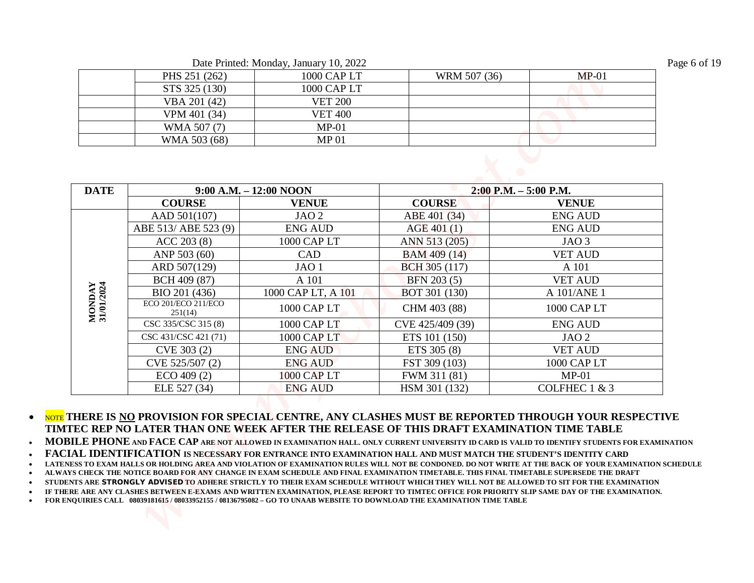Date Printed: Monday, January 10, 2022

| | | | | |
|---|---|---|---|---|
| | PHS 251 (262) | 1000 CAP LT | WRM 507 (36) | MP-01 |
| | STS 325 (130) | 1000 CAP LT | | |
| | VBA 201 (42) | VET 200 | | |
| | VPM 401 (34) | VET 400 | | |
| | WMA 507 (7) | MP-01 | | |
| | WMA 503 (68) | MP 01 | | |

| DATE | 9:00 A.M. – 12:00 NOON | | 2:00 P.M. – 5:00 P.M. | |
|---|---|---|---|---|
| | **COURSE** | **VENUE** | **COURSE** | **VENUE** |
| MONDAY 31/01/2024 | AAD 501(107) | JAO 2 | ABE 401 (34) | ENG AUD |
| | ABE 513/ ABE 523 (9) | ENG AUD | AGE 401 (1) | ENG AUD |
| | ACC 203 (8) | 1000 CAP LT | ANN 513 (205) | JAO 3 |
| | ANP 503 (60) | CAD | BAM 409 (14) | VET AUD |
| | ARD 507(129) | JAO 1 | BCH 305 (117) | A 101 |
| | BCH 409 (87) | A 101 | BFN 203 (5) | VET AUD |
| | BIO 201 (436) | 1000 CAP LT, A 101 | BOT 301 (130) | A 101/ANE 1 |
| | ECO 201/ECO 211/ECO 251(14) | 1000 CAP LT | CHM 403 (88) | 1000 CAP LT |
| | CSC 335/CSC 315 (8) | 1000 CAP LT | CVE 425/409 (39) | ENG AUD |
| | CSC 431/CSC 421 (71) | 1000 CAP LT | ETS 101 (150) | JAO 2 |
| | CVE 303 (2) | ENG AUD | ETS 305 (8) | VET AUD |
| | CVE 525/507 (2) | ENG AUD | FST 309 (103) | 1000 CAP LT |
| | ECO 409 (2) | 1000 CAP LT | FWM 311 (81) | MP-01 |
| | ELE 527 (34) | ENG AUD | HSM 301 (132) | COLFHEC 1 & 3 |

- NOTE **THERE IS NO PROVISION FOR SPECIAL CENTRE, ANY CLASHES MUST BE REPORTED THROUGH YOUR RESPECTIVE TIMTEC REP NO LATER THAN ONE WEEK AFTER THE RELEASE OF THIS DRAFT EXAMINATION TIME TABLE**
- **MOBILE PHONE AND FACE CAP ARE NOT ALLOWED IN EXAMINATION HALL. ONLY CURRENT UNIVERSITY ID CARD IS VALID TO IDENTIFY STUDENTS FOR EXAMINATION**
- **FACIAL IDENTIFICATION IS NECESSARY FOR ENTRANCE INTO EXAMINATION HALL AND MUST MATCH THE STUDENT'S IDENTITY CARD**
- **LATENESS TO EXAM HALLS OR HOLDING AREA AND VIOLATION OF EXAMINATION RULES WILL NOT BE CONDONED. DO NOT WRITE AT THE BACK OF YOUR EXAMINATION SCHEDULE**
- **ALWAYS CHECK THE NOTICE BOARD FOR ANY CHANGE IN EXAM SCHEDULE AND FINAL EXAMINATION TIMETABLE. THIS FINAL TIMETABLE SUPERSEDE THE DRAFT**
- **STUDENTS ARE STRONGLY ADVISED TO ADHERE STRICTLY TO THEIR EXAM SCHEDULE WITHOUT WHICH THEY WILL NOT BE ALLOWED TO SIT FOR THE EXAMINATION**
- **IF THERE ARE ANY CLASHES BETWEEN E-EXAMS AND WRITTEN EXAMINATION, PLEASE REPORT TO TIMTEC OFFICE FOR PRIORITY SLIP SAME DAY OF THE EXAMINATION.**
- **FOR ENQUIRIES CALL 08039181615 / 08033952155 / 08136795082 – GO TO UNAAB WEBSITE TO DOWNLOAD THE EXAMINATION TIME TABLE**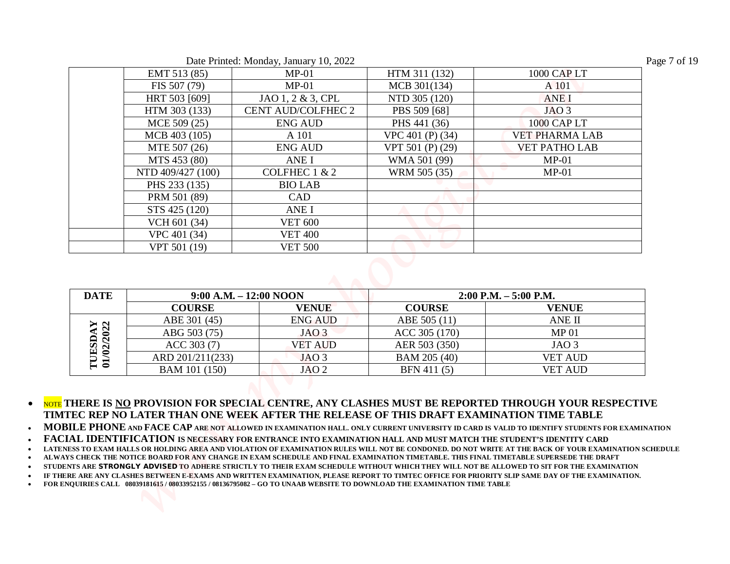| | | | | |
|---|---|---|---|---|
| | EMT 513 (85) | MP-01 | HTM 311 (132) | 1000 CAP LT |
| | FIS 507 (79) | MP-01 | MCB 301(134) | A 101 |
| | HRT 503 [609] | JAO 1, 2 & 3, CPL | NTD 305 (120) | ANE I |
| | HTM 303 (133) | CENT AUD/COLFHEC 2 | PBS 509 [68] | JAO 3 |
| | MCE 509 (25) | ENG AUD | PHS 441 (36) | 1000 CAP LT |
| | MCB 403 (105) | A 101 | VPC 401 (P) (34) | VET PHARMA LAB |
| | MTE 507 (26) | ENG AUD | VPT 501 (P) (29) | VET PATHO LAB |
| | MTS 453 (80) | ANE I | WMA 501 (99) | MP-01 |
| | NTD 409/427 (100) | COLFHEC 1 & 2 | WRM 505 (35) | MP-01 |
| | PHS 233 (135) | BIO LAB | | |
| | PRM 501 (89) | CAD | | |
| | STS 425 (120) | ANE I | | |
| | VCH 601 (34) | VET 600 | | |
| | VPC 401 (34) | VET 400 | | |
| | VPT 501 (19) | VET 500 | | |

| DATE | 9:00 A.M. – 12:00 NOON | | 2:00 P.M. – 5:00 P.M. | |
|---|---|---|---|---|
| | **COURSE** | **VENUE** | **COURSE** | **VENUE** |
| **TUESDAY 01/02/2022** | ABE 301 (45) | ENG AUD | ABE 505 (11) | ANE II |
| | ABG 503 (75) | JAO 3 | ACC 305 (170) | MP 01 |
| | ACC 303 (7) | VET AUD | AER 503 (350) | JAO 3 |
| | ARD 201/211(233) | JAO 3 | BAM 205 (40) | VET AUD |
| | BAM 101 (150) | JAO 2 | BFN 411 (5) | VET AUD |

- NOTE **THERE IS NO PROVISION FOR SPECIAL CENTRE, ANY CLASHES MUST BE REPORTED THROUGH YOUR RESPECTIVE TIMTEC REP NO LATER THAN ONE WEEK AFTER THE RELEASE OF THIS DRAFT EXAMINATION TIME TABLE**
- **MOBILE PHONE AND FACE CAP ARE NOT ALLOWED IN EXAMINATION HALL. ONLY CURRENT UNIVERSITY ID CARD IS VALID TO IDENTIFY STUDENTS FOR EXAMINATION**
- **FACIAL IDENTIFICATION IS NECESSARY FOR ENTRANCE INTO EXAMINATION HALL AND MUST MATCH THE STUDENT'S IDENTITY CARD**
- **LATENESS TO EXAM HALLS OR HOLDING AREA AND VIOLATION OF EXAMINATION RULES WILL NOT BE CONDONED. DO NOT WRITE AT THE BACK OF YOUR EXAMINATION SCHEDULE**
- **ALWAYS CHECK THE NOTICE BOARD FOR ANY CHANGE IN EXAM SCHEDULE AND FINAL EXAMINATION TIMETABLE. THIS FINAL TIMETABLE SUPERSEDE THE DRAFT**
- **STUDENTS ARE STRONGLY ADVISED TO ADHERE STRICTLY TO THEIR EXAM SCHEDULE WITHOUT WHICH THEY WILL NOT BE ALLOWED TO SIT FOR THE EXAMINATION**
- **IF THERE ARE ANY CLASHES BETWEEN E-EXAMS AND WRITTEN EXAMINATION, PLEASE REPORT TO TIMTEC OFFICE FOR PRIORITY SLIP SAME DAY OF THE EXAMINATION.**
- **FOR ENQUIRIES CALL 08039181615 / 08033952155 / 08136795082 – GO TO UNAAB WEBSITE TO DOWNLOAD THE EXAMINATION TIME TABLE**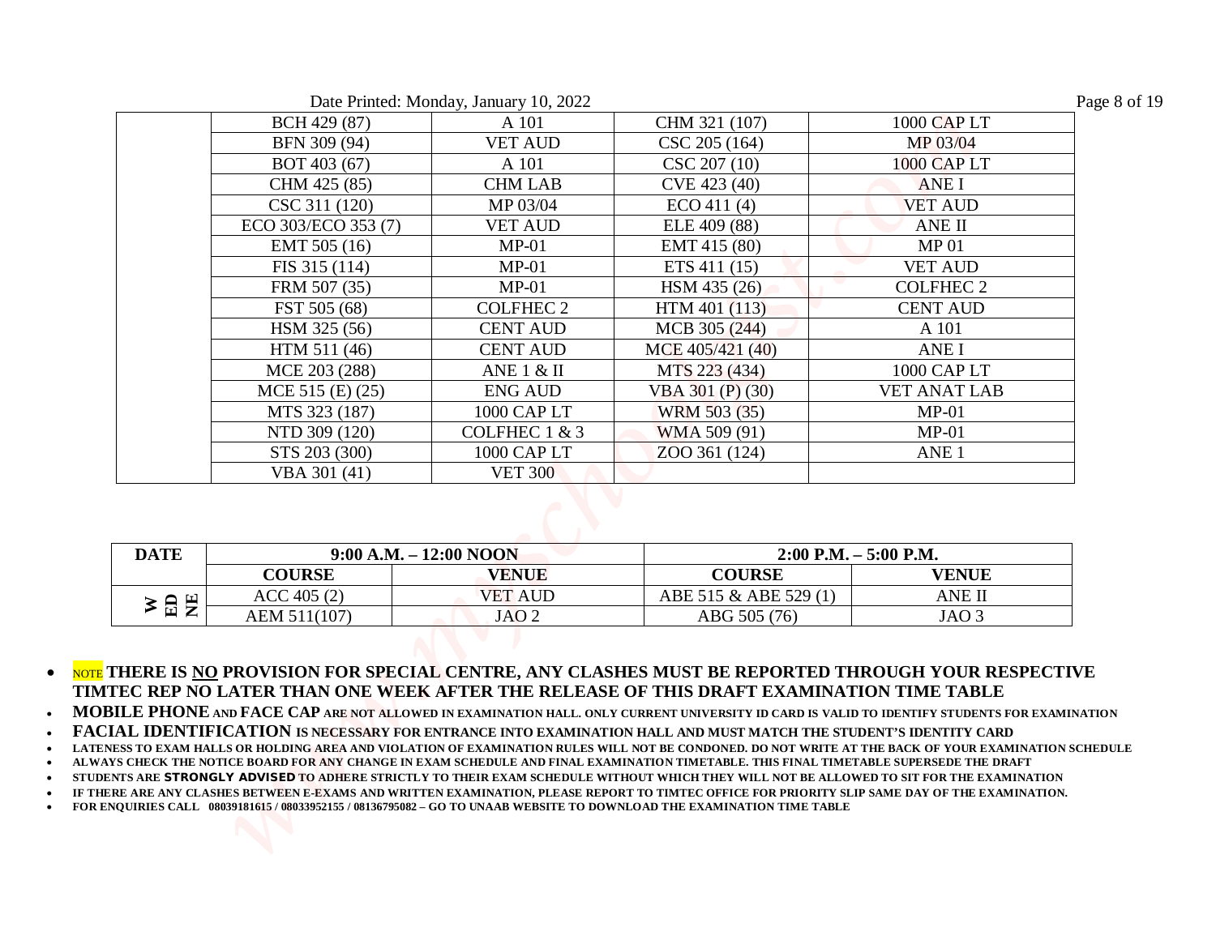| | | | | |
|---|---|---|---|---|
| | BCH 429 (87) | A 101 | CHM 321 (107) | 1000 CAP LT |
| | BFN 309 (94) | VET AUD | CSC 205 (164) | MP 03/04 |
| | BOT 403 (67) | A 101 | CSC 207 (10) | 1000 CAP LT |
| | CHM 425 (85) | CHM LAB | CVE 423 (40) | ANE I |
| | CSC 311 (120) | MP 03/04 | ECO 411 (4) | VET AUD |
| | ECO 303/ECO 353 (7) | VET AUD | ELE 409 (88) | ANE II |
| | EMT 505 (16) | MP-01 | EMT 415 (80) | MP 01 |
| | FIS 315 (114) | MP-01 | ETS 411 (15) | VET AUD |
| | FRM 507 (35) | MP-01 | HSM 435 (26) | COLFHEC 2 |
| | FST 505 (68) | COLFHEC 2 | HTM 401 (113) | CENT AUD |
| | HSM 325 (56) | CENT AUD | MCB 305 (244) | A 101 |
| | HTM 511 (46) | CENT AUD | MCE 405/421 (40) | ANE I |
| | MCE 203 (288) | ANE 1 & II | MTS 223 (434) | 1000 CAP LT |
| | MCE 515 (E) (25) | ENG AUD | VBA 301 (P) (30) | VET ANAT LAB |
| | MTS 323 (187) | 1000 CAP LT | WRM 503 (35) | MP-01 |
| | NTD 309 (120) | COLFHEC 1 & 3 | WMA 509 (91) | MP-01 |
| | STS 203 (300) | 1000 CAP LT | ZOO 361 (124) | ANE 1 |
| | VBA 301 (41) | VET 300 | | |

| DATE | 9:00 A.M. – 12:00 NOON | | 2:00 P.M. – 5:00 P.M. | |
|---|---|---|---|---|
| | **COURSE** | **VENUE** | **COURSE** | **VENUE** |
| WEDNE | ACC 405 (2) | VET AUD | ABE 515 & ABE 529 (1) | ANE II |
| | AEM 511(107) | JAO 2 | ABG 505 (76) | JAO 3 |

- NOTE **THERE IS <u>NO</u> PROVISION FOR SPECIAL CENTRE, ANY CLASHES MUST BE REPORTED THROUGH YOUR RESPECTIVE TIMTEC REP NO LATER THAN ONE WEEK AFTER THE RELEASE OF THIS DRAFT EXAMINATION TIME TABLE**
- **MOBILE PHONE AND FACE CAP ARE NOT ALLOWED IN EXAMINATION HALL. ONLY CURRENT UNIVERSITY ID CARD IS VALID TO IDENTIFY STUDENTS FOR EXAMINATION**
- **FACIAL IDENTIFICATION IS NECESSARY FOR ENTRANCE INTO EXAMINATION HALL AND MUST MATCH THE STUDENT'S IDENTITY CARD**
- **LATENESS TO EXAM HALLS OR HOLDING AREA AND VIOLATION OF EXAMINATION RULES WILL NOT BE CONDONED. DO NOT WRITE AT THE BACK OF YOUR EXAMINATION SCHEDULE**
- **ALWAYS CHECK THE NOTICE BOARD FOR ANY CHANGE IN EXAM SCHEDULE AND FINAL EXAMINATION TIMETABLE. THIS FINAL TIMETABLE SUPERSEDE THE DRAFT**
- **STUDENTS ARE *STRONGLY ADVISED* TO ADHERE STRICTLY TO THEIR EXAM SCHEDULE WITHOUT WHICH THEY WILL NOT BE ALLOWED TO SIT FOR THE EXAMINATION**
- **IF THERE ARE ANY CLASHES BETWEEN E-EXAMS AND WRITTEN EXAMINATION, PLEASE REPORT TO TIMTEC OFFICE FOR PRIORITY SLIP SAME DAY OF THE EXAMINATION.**
- **FOR ENQUIRIES CALL 08039181615 / 08033952155 / 08136795082 – GO TO UNAAB WEBSITE TO DOWNLOAD THE EXAMINATION TIME TABLE**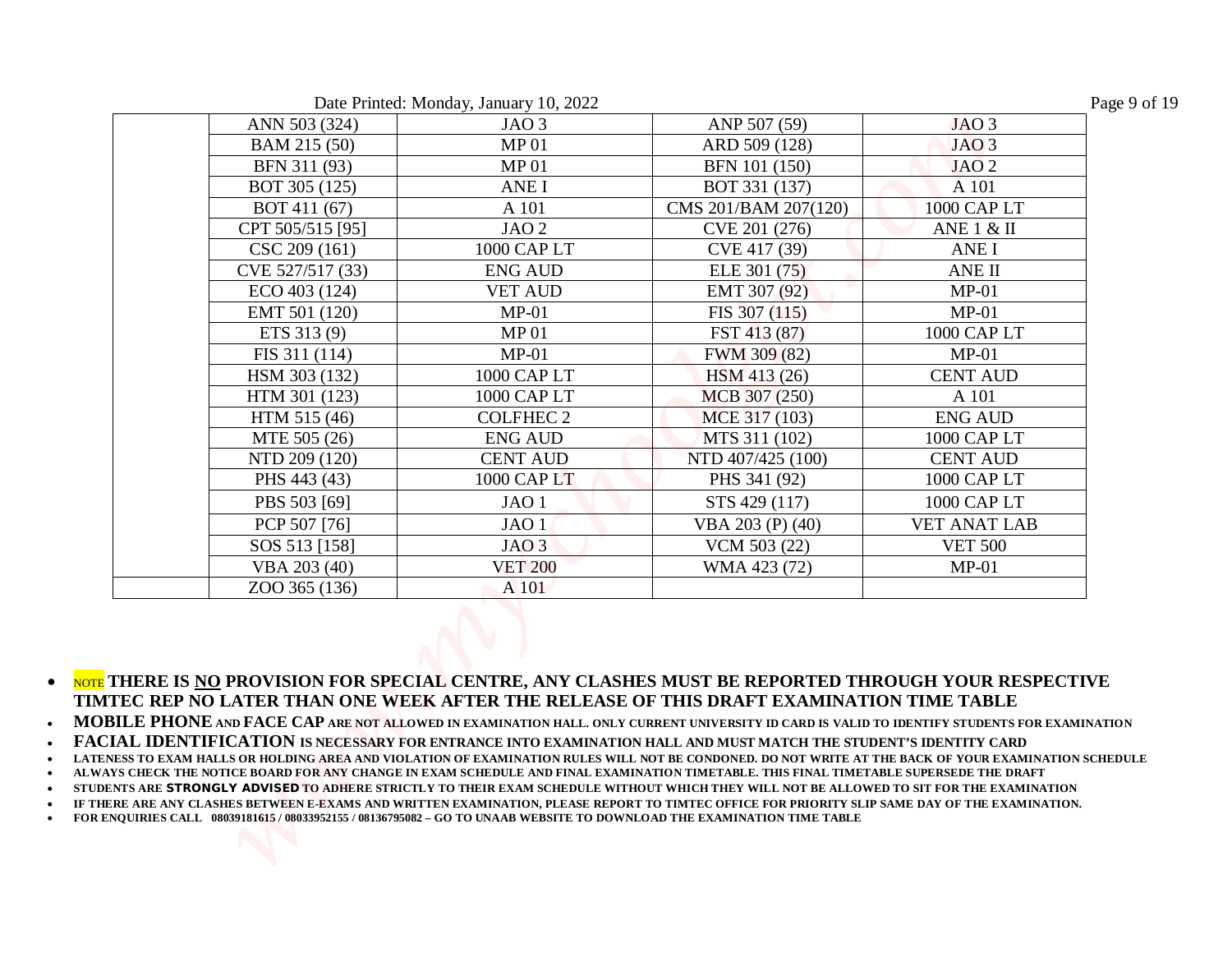Date Printed: Monday, January 10, 2022

| | | | | |
|---|---|---|---|---|
| | ANN 503 (324) | JAO 3 | ANP 507 (59) | JAO 3 |
| | BAM 215 (50) | MP 01 | ARD 509 (128) | JAO 3 |
| | BFN 311 (93) | MP 01 | BFN 101 (150) | JAO 2 |
| | BOT 305 (125) | ANE I | BOT 331 (137) | A 101 |
| | BOT 411 (67) | A 101 | CMS 201/BAM 207(120) | 1000 CAP LT |
| | CPT 505/515 [95] | JAO 2 | CVE 201 (276) | ANE 1 & II |
| | CSC 209 (161) | 1000 CAP LT | CVE 417 (39) | ANE I |
| | CVE 527/517 (33) | ENG AUD | ELE 301 (75) | ANE II |
| | ECO 403 (124) | VET AUD | EMT 307 (92) | MP-01 |
| | EMT 501 (120) | MP-01 | FIS 307 (115) | MP-01 |
| | ETS 313 (9) | MP 01 | FST 413 (87) | 1000 CAP LT |
| | FIS 311 (114) | MP-01 | FWM 309 (82) | MP-01 |
| | HSM 303 (132) | 1000 CAP LT | HSM 413 (26) | CENT AUD |
| | HTM 301 (123) | 1000 CAP LT | MCB 307 (250) | A 101 |
| | HTM 515 (46) | COLFHEC 2 | MCE 317 (103) | ENG AUD |
| | MTE 505 (26) | ENG AUD | MTS 311 (102) | 1000 CAP LT |
| | NTD 209 (120) | CENT AUD | NTD 407/425 (100) | CENT AUD |
| | PHS 443 (43) | 1000 CAP LT | PHS 341 (92) | 1000 CAP LT |
| | PBS 503 [69] | JAO 1 | STS 429 (117) | 1000 CAP LT |
| | PCP 507 [76] | JAO 1 | VBA 203 (P) (40) | VET ANAT LAB |
| | SOS 513 [158] | JAO 3 | VCM 503 (22) | VET 500 |
| | VBA 203 (40) | VET 200 | WMA 423 (72) | MP-01 |
| | ZOO 365 (136) | A 101 | | |

- NOTE **THERE IS <u>NO</u> PROVISION FOR SPECIAL CENTRE, ANY CLASHES MUST BE REPORTED THROUGH YOUR RESPECTIVE TIMTEC REP NO LATER THAN ONE WEEK AFTER THE RELEASE OF THIS DRAFT EXAMINATION TIME TABLE**
- **MOBILE PHONE AND FACE CAP ARE NOT ALLOWED IN EXAMINATION HALL. ONLY CURRENT UNIVERSITY ID CARD IS VALID TO IDENTIFY STUDENTS FOR EXAMINATION**
- **FACIAL IDENTIFICATION IS NECESSARY FOR ENTRANCE INTO EXAMINATION HALL AND MUST MATCH THE STUDENT'S IDENTITY CARD**
- **LATENESS TO EXAM HALLS OR HOLDING AREA AND VIOLATION OF EXAMINATION RULES WILL NOT BE CONDONED. DO NOT WRITE AT THE BACK OF YOUR EXAMINATION SCHEDULE**
- **ALWAYS CHECK THE NOTICE BOARD FOR ANY CHANGE IN EXAM SCHEDULE AND FINAL EXAMINATION TIMETABLE. THIS FINAL TIMETABLE SUPERSEDE THE DRAFT**
- **STUDENTS ARE STRONGLY ADVISED TO ADHERE STRICTLY TO THEIR EXAM SCHEDULE WITHOUT WHICH THEY WILL NOT BE ALLOWED TO SIT FOR THE EXAMINATION**
- **IF THERE ARE ANY CLASHES BETWEEN E-EXAMS AND WRITTEN EXAMINATION, PLEASE REPORT TO TIMTEC OFFICE FOR PRIORITY SLIP SAME DAY OF THE EXAMINATION.**
- **FOR ENQUIRIES CALL 08039181615 / 08033952155 / 08136795082 – GO TO UNAAB WEBSITE TO DOWNLOAD THE EXAMINATION TIME TABLE**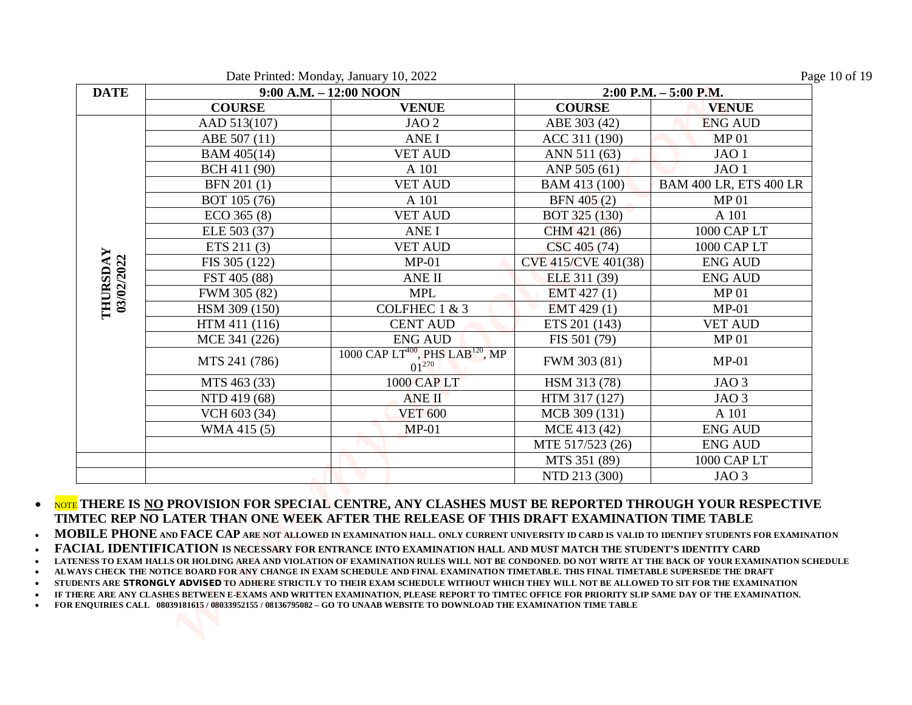Date Printed: Monday, January 10, 2022

| DATE | 9:00 A.M. – 12:00 NOON | | 2:00 P.M. – 5:00 P.M. | |
|---|---|---|---|---|
| | **COURSE** | **VENUE** | **COURSE** | **VENUE** |
| **THURSDAY 03/02/2022** | AAD 513(107) | JAO 2 | ABE 303 (42) | ENG AUD |
| | ABE 507 (11) | ANE I | ACC 311 (190) | MP 01 |
| | BAM 405(14) | VET AUD | ANN 511 (63) | JAO 1 |
| | BCH 411 (90) | A 101 | ANP 505 (61) | JAO 1 |
| | BFN 201 (1) | VET AUD | BAM 413 (100) | BAM 400 LR, ETS 400 LR |
| | BOT 105 (76) | A 101 | BFN 405 (2) | MP 01 |
| | ECO 365 (8) | VET AUD | BOT 325 (130) | A 101 |
| | ELE 503 (37) | ANE I | CHM 421 (86) | 1000 CAP LT |
| | ETS 211 (3) | VET AUD | CSC 405 (74) | 1000 CAP LT |
| | FIS 305 (122) | MP-01 | CVE 415/CVE 401(38) | ENG AUD |
| | FST 405 (88) | ANE II | ELE 311 (39) | ENG AUD |
| | FWM 305 (82) | MPL | EMT 427 (1) | MP 01 |
| | HSM 309 (150) | COLFHEC 1 & 3 | EMT 429 (1) | MP-01 |
| | HTM 411 (116) | CENT AUD | ETS 201 (143) | VET AUD |
| | MCE 341 (226) | ENG AUD | FIS 501 (79) | MP 01 |
| | MTS 241 (786) | 1000 CAP LT[400], PHS LAB[120], MP 01[270] | FWM 303 (81) | MP-01 |
| | MTS 463 (33) | 1000 CAP LT | HSM 313 (78) | JAO 3 |
| | NTD 419 (68) | ANE II | HTM 317 (127) | JAO 3 |
| | VCH 603 (34) | VET 600 | MCB 309 (131) | A 101 |
| | WMA 415 (5) | MP-01 | MCE 413 (42) | ENG AUD |
| | | | MTE 517/523 (26) | ENG AUD |
| | | | MTS 351 (89) | 1000 CAP LT |
| | | | NTD 213 (300) | JAO 3 |

- NOTE **THERE IS NO PROVISION FOR SPECIAL CENTRE, ANY CLASHES MUST BE REPORTED THROUGH YOUR RESPECTIVE TIMTEC REP NO LATER THAN ONE WEEK AFTER THE RELEASE OF THIS DRAFT EXAMINATION TIME TABLE**
- **MOBILE PHONE AND FACE CAP ARE NOT ALLOWED IN EXAMINATION HALL. ONLY CURRENT UNIVERSITY ID CARD IS VALID TO IDENTIFY STUDENTS FOR EXAMINATION**
- **FACIAL IDENTIFICATION IS NECESSARY FOR ENTRANCE INTO EXAMINATION HALL AND MUST MATCH THE STUDENT'S IDENTITY CARD**
- **LATENESS TO EXAM HALLS OR HOLDING AREA AND VIOLATION OF EXAMINATION RULES WILL NOT BE CONDONED. DO NOT WRITE AT THE BACK OF YOUR EXAMINATION SCHEDULE**
- **ALWAYS CHECK THE NOTICE BOARD FOR ANY CHANGE IN EXAM SCHEDULE AND FINAL EXAMINATION TIMETABLE. THIS FINAL TIMETABLE SUPERSEDE THE DRAFT**
- **STUDENTS ARE STRONGLY ADVISED TO ADHERE STRICTLY TO THEIR EXAM SCHEDULE WITHOUT WHICH THEY WILL NOT BE ALLOWED TO SIT FOR THE EXAMINATION**
- **IF THERE ARE ANY CLASHES BETWEEN E-EXAMS AND WRITTEN EXAMINATION, PLEASE REPORT TO TIMTEC OFFICE FOR PRIORITY SLIP SAME DAY OF THE EXAMINATION.**
- **FOR ENQUIRIES CALL 08039181615 / 08033952155 / 08136795082 – GO TO UNAAB WEBSITE TO DOWNLOAD THE EXAMINATION TIME TABLE**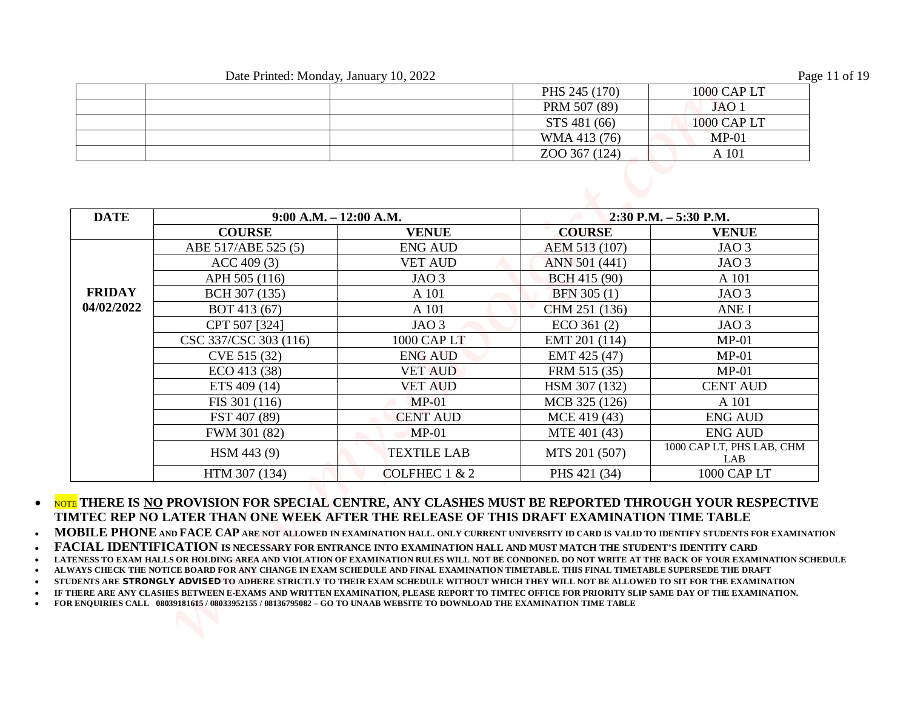| | | | | |
|---|---|---|---|---|
| | | | PHS 245 (170) | 1000 CAP LT |
| | | | PRM 507 (89) | JAO 1 |
| | | | STS 481 (66) | 1000 CAP LT |
| | | | WMA 413 (76) | MP-01 |
| | | | ZOO 367 (124) | A 101 |

| DATE | 9:00 A.M. – 12:00 A.M. | | 2:30 P.M. – 5:30 P.M. | |
|---|---|---|---|---|
| | **COURSE** | **VENUE** | **COURSE** | **VENUE** |
| **FRIDAY 04/02/2022** | ABE 517/ABE 525 (5) | ENG AUD | AEM 513 (107) | JAO 3 |
| | ACC 409 (3) | VET AUD | ANN 501 (441) | JAO 3 |
| | APH 505 (116) | JAO 3 | BCH 415 (90) | A 101 |
| | BCH 307 (135) | A 101 | BFN 305 (1) | JAO 3 |
| | BOT 413 (67) | A 101 | CHM 251 (136) | ANE I |
| | CPT 507 [324] | JAO 3 | ECO 361 (2) | JAO 3 |
| | CSC 337/CSC 303 (116) | 1000 CAP LT | EMT 201 (114) | MP-01 |
| | CVE 515 (32) | ENG AUD | EMT 425 (47) | MP-01 |
| | ECO 413 (38) | VET AUD | FRM 515 (35) | MP-01 |
| | ETS 409 (14) | VET AUD | HSM 307 (132) | CENT AUD |
| | FIS 301 (116) | MP-01 | MCB 325 (126) | A 101 |
| | FST 407 (89) | CENT AUD | MCE 419 (43) | ENG AUD |
| | FWM 301 (82) | MP-01 | MTE 401 (43) | ENG AUD |
| | HSM 443 (9) | TEXTILE LAB | MTS 201 (507) | 1000 CAP LT, PHS LAB, CHM LAB |
| | HTM 307 (134) | COLFHEC 1 & 2 | PHS 421 (34) | 1000 CAP LT |

- NOTE **THERE IS NO PROVISION FOR SPECIAL CENTRE, ANY CLASHES MUST BE REPORTED THROUGH YOUR RESPECTIVE TIMTEC REP NO LATER THAN ONE WEEK AFTER THE RELEASE OF THIS DRAFT EXAMINATION TIME TABLE**
- **MOBILE PHONE AND FACE CAP ARE NOT ALLOWED IN EXAMINATION HALL. ONLY CURRENT UNIVERSITY ID CARD IS VALID TO IDENTIFY STUDENTS FOR EXAMINATION**
- **FACIAL IDENTIFICATION IS NECESSARY FOR ENTRANCE INTO EXAMINATION HALL AND MUST MATCH THE STUDENT'S IDENTITY CARD**
- **LATENESS TO EXAM HALLS OR HOLDING AREA AND VIOLATION OF EXAMINATION RULES WILL NOT BE CONDONED. DO NOT WRITE AT THE BACK OF YOUR EXAMINATION SCHEDULE**
- **ALWAYS CHECK THE NOTICE BOARD FOR ANY CHANGE IN EXAM SCHEDULE AND FINAL EXAMINATION TIMETABLE. THIS FINAL TIMETABLE SUPERSEDE THE DRAFT**
- **STUDENTS ARE STRONGLY ADVISED TO ADHERE STRICTLY TO THEIR EXAM SCHEDULE WITHOUT WHICH THEY WILL NOT BE ALLOWED TO SIT FOR THE EXAMINATION**
- **IF THERE ARE ANY CLASHES BETWEEN E-EXAMS AND WRITTEN EXAMINATION, PLEASE REPORT TO TIMTEC OFFICE FOR PRIORITY SLIP SAME DAY OF THE EXAMINATION.**
- **FOR ENQUIRIES CALL 08039181615 / 08033952155 / 08136795082 – GO TO UNAAB WEBSITE TO DOWNLOAD THE EXAMINATION TIME TABLE**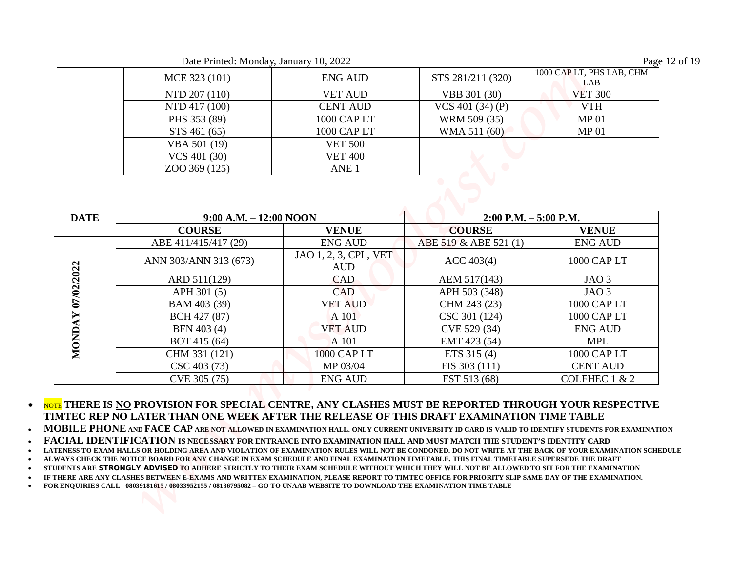| | | | | |
|---|---|---|---|---|
| | MCE 323 (101) | ENG AUD | STS 281/211 (320) | 1000 CAP LT, PHS LAB, CHM LAB |
| | NTD 207 (110) | VET AUD | VBB 301 (30) | VET 300 |
| | NTD 417 (100) | CENT AUD | VCS 401 (34) (P) | VTH |
| | PHS 353 (89) | 1000 CAP LT | WRM 509 (35) | MP 01 |
| | STS 461 (65) | 1000 CAP LT | WMA 511 (60) | MP 01 |
| | VBA 501 (19) | VET 500 | | |
| | VCS 401 (30) | VET 400 | | |
| | ZOO 369 (125) | ANE 1 | | |

| DATE | 9:00 A.M. – 12:00 NOON | | 2:00 P.M. – 5:00 P.M. | |
|---|---|---|---|---|
| | **COURSE** | **VENUE** | **COURSE** | **VENUE** |
| MONDAY 07/02/2022 | ABE 411/415/417 (29) | ENG AUD | ABE 519 & ABE 521 (1) | ENG AUD |
| | ANN 303/ANN 313 (673) | JAO 1, 2, 3, CPL, VET AUD | ACC 403(4) | 1000 CAP LT |
| | ARD 511(129) | CAD | AEM 517(143) | JAO 3 |
| | APH 301 (5) | CAD | APH 503 (348) | JAO 3 |
| | BAM 403 (39) | VET AUD | CHM 243 (23) | 1000 CAP LT |
| | BCH 427 (87) | A 101 | CSC 301 (124) | 1000 CAP LT |
| | BFN 403 (4) | VET AUD | CVE 529 (34) | ENG AUD |
| | BOT 415 (64) | A 101 | EMT 423 (54) | MPL |
| | CHM 331 (121) | 1000 CAP LT | ETS 315 (4) | 1000 CAP LT |
| | CSC 403 (73) | MP 03/04 | FIS 303 (111) | CENT AUD |
| | CVE 305 (75) | ENG AUD | FST 513 (68) | COLFHEC 1 & 2 |

- NOTE **THERE IS NO PROVISION FOR SPECIAL CENTRE, ANY CLASHES MUST BE REPORTED THROUGH YOUR RESPECTIVE TIMTEC REP NO LATER THAN ONE WEEK AFTER THE RELEASE OF THIS DRAFT EXAMINATION TIME TABLE**
- **MOBILE PHONE AND FACE CAP ARE NOT ALLOWED IN EXAMINATION HALL. ONLY CURRENT UNIVERSITY ID CARD IS VALID TO IDENTIFY STUDENTS FOR EXAMINATION**
- **FACIAL IDENTIFICATION IS NECESSARY FOR ENTRANCE INTO EXAMINATION HALL AND MUST MATCH THE STUDENT'S IDENTITY CARD**
- **LATENESS TO EXAM HALLS OR HOLDING AREA AND VIOLATION OF EXAMINATION RULES WILL NOT BE CONDONED. DO NOT WRITE AT THE BACK OF YOUR EXAMINATION SCHEDULE**
- **ALWAYS CHECK THE NOTICE BOARD FOR ANY CHANGE IN EXAM SCHEDULE AND FINAL EXAMINATION TIMETABLE. THIS FINAL TIMETABLE SUPERSEDE THE DRAFT**
- **STUDENTS ARE STRONGLY ADVISED TO ADHERE STRICTLY TO THEIR EXAM SCHEDULE WITHOUT WHICH THEY WILL NOT BE ALLOWED TO SIT FOR THE EXAMINATION**
- **IF THERE ARE ANY CLASHES BETWEEN E-EXAMS AND WRITTEN EXAMINATION, PLEASE REPORT TO TIMTEC OFFICE FOR PRIORITY SLIP SAME DAY OF THE EXAMINATION.**
- **FOR ENQUIRIES CALL 08039181615 / 08033952155 / 08136795082 – GO TO UNAAB WEBSITE TO DOWNLOAD THE EXAMINATION TIME TABLE**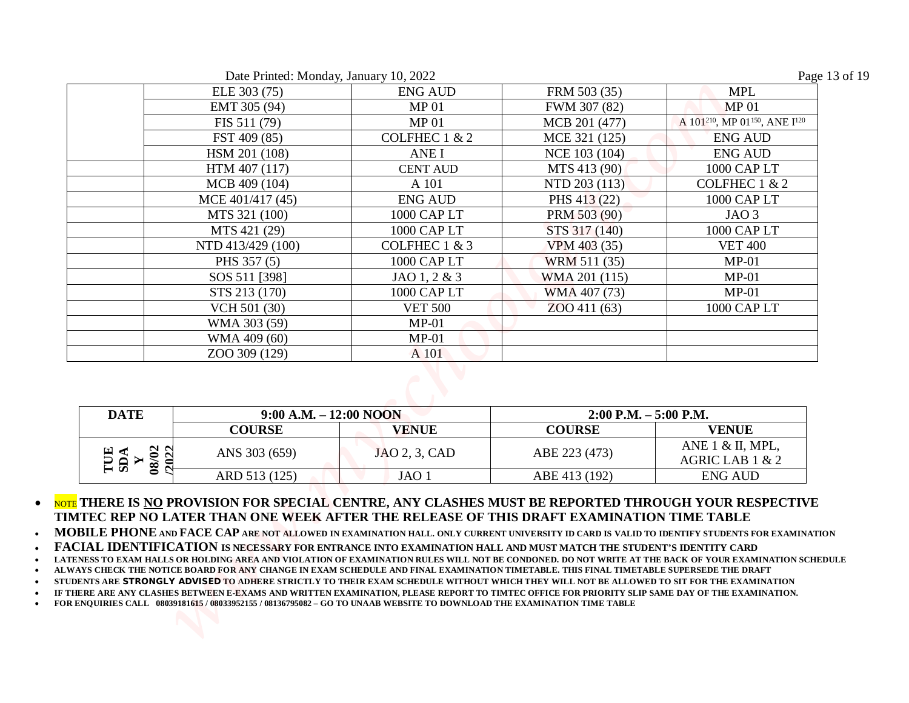| | | | | |
|---|---|---|---|---|
| | ELE 303 (75) | ENG AUD | FRM 503 (35) | MPL |
| | EMT 305 (94) | MP 01 | FWM 307 (82) | MP 01 |
| | FIS 511 (79) | MP 01 | MCB 201 (477) | A 101[210], MP 01[150], ANE I[120] |
| | FST 409 (85) | COLFHEC 1 & 2 | MCE 321 (125) | ENG AUD |
| | HSM 201 (108) | ANE I | NCE 103 (104) | ENG AUD |
| | HTM 407 (117) | CENT AUD | MTS 413 (90) | 1000 CAP LT |
| | MCB 409 (104) | A 101 | NTD 203 (113) | COLFHEC 1 & 2 |
| | MCE 401/417 (45) | ENG AUD | PHS 413 (22) | 1000 CAP LT |
| | MTS 321 (100) | 1000 CAP LT | PRM 503 (90) | JAO 3 |
| | MTS 421 (29) | 1000 CAP LT | STS 317 (140) | 1000 CAP LT |
| | NTD 413/429 (100) | COLFHEC 1 & 3 | VPM 403 (35) | VET 400 |
| | PHS 357 (5) | 1000 CAP LT | WRM 511 (35) | MP-01 |
| | SOS 511 [398] | JAO 1, 2 & 3 | WMA 201 (115) | MP-01 |
| | STS 213 (170) | 1000 CAP LT | WMA 407 (73) | MP-01 |
| | VCH 501 (30) | VET 500 | ZOO 411 (63) | 1000 CAP LT |
| | WMA 303 (59) | MP-01 | | |
| | WMA 409 (60) | MP-01 | | |
| | ZOO 309 (129) | A 101 | | |

| DATE | 9:00 A.M. – 12:00 NOON | | 2:00 P.M. – 5:00 P.M. | |
|---|---|---|---|---|
| | **COURSE** | **VENUE** | **COURSE** | **VENUE** |
| TUESDAY 08/02/2022 | ANS 303 (659) | JAO 2, 3, CAD | ABE 223 (473) | ANE 1 & II, MPL, AGRIC LAB 1 & 2 |
| | ARD 513 (125) | JAO 1 | ABE 413 (192) | ENG AUD |

- NOTE **THERE IS NO PROVISION FOR SPECIAL CENTRE, ANY CLASHES MUST BE REPORTED THROUGH YOUR RESPECTIVE TIMTEC REP NO LATER THAN ONE WEEK AFTER THE RELEASE OF THIS DRAFT EXAMINATION TIME TABLE**
- **MOBILE PHONE AND FACE CAP ARE NOT ALLOWED IN EXAMINATION HALL. ONLY CURRENT UNIVERSITY ID CARD IS VALID TO IDENTIFY STUDENTS FOR EXAMINATION**
- **FACIAL IDENTIFICATION IS NECESSARY FOR ENTRANCE INTO EXAMINATION HALL AND MUST MATCH THE STUDENT'S IDENTITY CARD**
- **LATENESS TO EXAM HALLS OR HOLDING AREA AND VIOLATION OF EXAMINATION RULES WILL NOT BE CONDONED. DO NOT WRITE AT THE BACK OF YOUR EXAMINATION SCHEDULE**
- **ALWAYS CHECK THE NOTICE BOARD FOR ANY CHANGE IN EXAM SCHEDULE AND FINAL EXAMINATION TIMETABLE. THIS FINAL TIMETABLE SUPERSEDE THE DRAFT**
- **STUDENTS ARE STRONGLY ADVISED TO ADHERE STRICTLY TO THEIR EXAM SCHEDULE WITHOUT WHICH THEY WILL NOT BE ALLOWED TO SIT FOR THE EXAMINATION**
- **IF THERE ARE ANY CLASHES BETWEEN E-EXAMS AND WRITTEN EXAMINATION, PLEASE REPORT TO TIMTEC OFFICE FOR PRIORITY SLIP SAME DAY OF THE EXAMINATION.**
- **FOR ENQUIRIES CALL 08039181615 / 08033952155 / 08136795082 – GO TO UNAAB WEBSITE TO DOWNLOAD THE EXAMINATION TIME TABLE**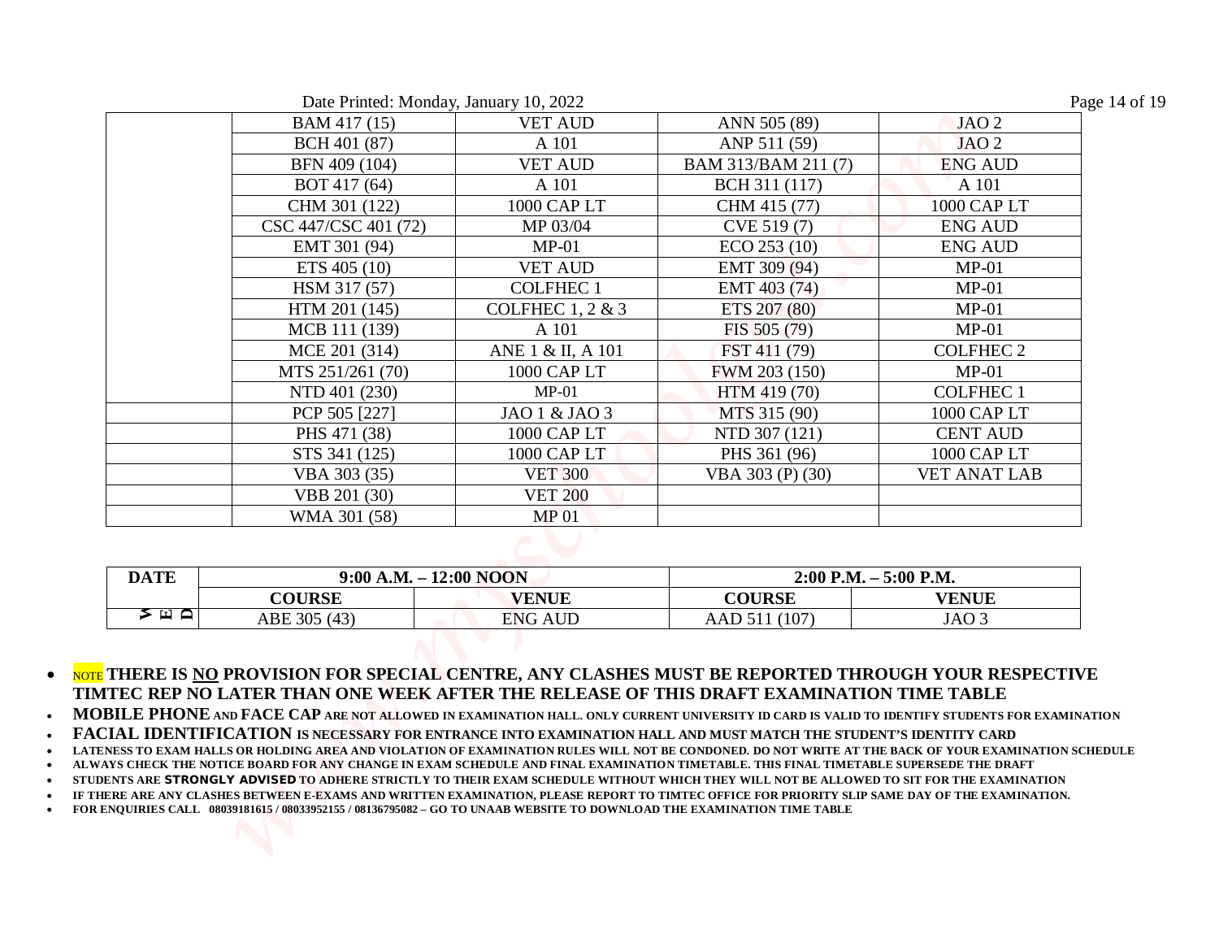| | | | | |
|---|---|---|---|---|
| | BAM 417 (15) | VET AUD | ANN 505 (89) | JAO 2 |
| | BCH 401 (87) | A 101 | ANP 511 (59) | JAO 2 |
| | BFN 409 (104) | VET AUD | BAM 313/BAM 211 (7) | ENG AUD |
| | BOT 417 (64) | A 101 | BCH 311 (117) | A 101 |
| | CHM 301 (122) | 1000 CAP LT | CHM 415 (77) | 1000 CAP LT |
| | CSC 447/CSC 401 (72) | MP 03/04 | CVE 519 (7) | ENG AUD |
| | EMT 301 (94) | MP-01 | ECO 253 (10) | ENG AUD |
| | ETS 405 (10) | VET AUD | EMT 309 (94) | MP-01 |
| | HSM 317 (57) | COLFHEC 1 | EMT 403 (74) | MP-01 |
| | HTM 201 (145) | COLFHEC 1, 2 & 3 | ETS 207 (80) | MP-01 |
| | MCB 111 (139) | A 101 | FIS 505 (79) | MP-01 |
| | MCE 201 (314) | ANE 1 & II, A 101 | FST 411 (79) | COLFHEC 2 |
| | MTS 251/261 (70) | 1000 CAP LT | FWM 203 (150) | MP-01 |
| | NTD 401 (230) | MP-01 | HTM 419 (70) | COLFHEC 1 |
| | PCP 505 [227] | JAO 1 & JAO 3 | MTS 315 (90) | 1000 CAP LT |
| | PHS 471 (38) | 1000 CAP LT | NTD 307 (121) | CENT AUD |
| | STS 341 (125) | 1000 CAP LT | PHS 361 (96) | 1000 CAP LT |
| | VBA 303 (35) | VET 300 | VBA 303 (P) (30) | VET ANAT LAB |
| | VBB 201 (30) | VET 200 | | |
| | WMA 301 (58) | MP 01 | | |

| DATE | 9:00 A.M. – 12:00 NOON | | 2:00 P.M. – 5:00 P.M. | |
|---|---|---|---|---|
| | COURSE | VENUE | COURSE | VENUE |
| WED | ABE 305 (43) | ENG AUD | AAD 511 (107) | JAO 3 |

- NOTE **THERE IS NO PROVISION FOR SPECIAL CENTRE, ANY CLASHES MUST BE REPORTED THROUGH YOUR RESPECTIVE TIMTEC REP NO LATER THAN ONE WEEK AFTER THE RELEASE OF THIS DRAFT EXAMINATION TIME TABLE**
- **MOBILE PHONE AND FACE CAP ARE NOT ALLOWED IN EXAMINATION HALL. ONLY CURRENT UNIVERSITY ID CARD IS VALID TO IDENTIFY STUDENTS FOR EXAMINATION**
- **FACIAL IDENTIFICATION IS NECESSARY FOR ENTRANCE INTO EXAMINATION HALL AND MUST MATCH THE STUDENT'S IDENTITY CARD**
- **LATENESS TO EXAM HALLS OR HOLDING AREA AND VIOLATION OF EXAMINATION RULES WILL NOT BE CONDONED. DO NOT WRITE AT THE BACK OF YOUR EXAMINATION SCHEDULE**
- **ALWAYS CHECK THE NOTICE BOARD FOR ANY CHANGE IN EXAM SCHEDULE AND FINAL EXAMINATION TIMETABLE. THIS FINAL TIMETABLE SUPERSEDE THE DRAFT**
- **STUDENTS ARE *STRONGLY ADVISED* TO ADHERE STRICTLY TO THEIR EXAM SCHEDULE WITHOUT WHICH THEY WILL NOT BE ALLOWED TO SIT FOR THE EXAMINATION**
- **IF THERE ARE ANY CLASHES BETWEEN E-EXAMS AND WRITTEN EXAMINATION, PLEASE REPORT TO TIMTEC OFFICE FOR PRIORITY SLIP SAME DAY OF THE EXAMINATION.**
- **FOR ENQUIRIES CALL 08039181615 / 08033952155 / 08136795082 – GO TO UNAAB WEBSITE TO DOWNLOAD THE EXAMINATION TIME TABLE**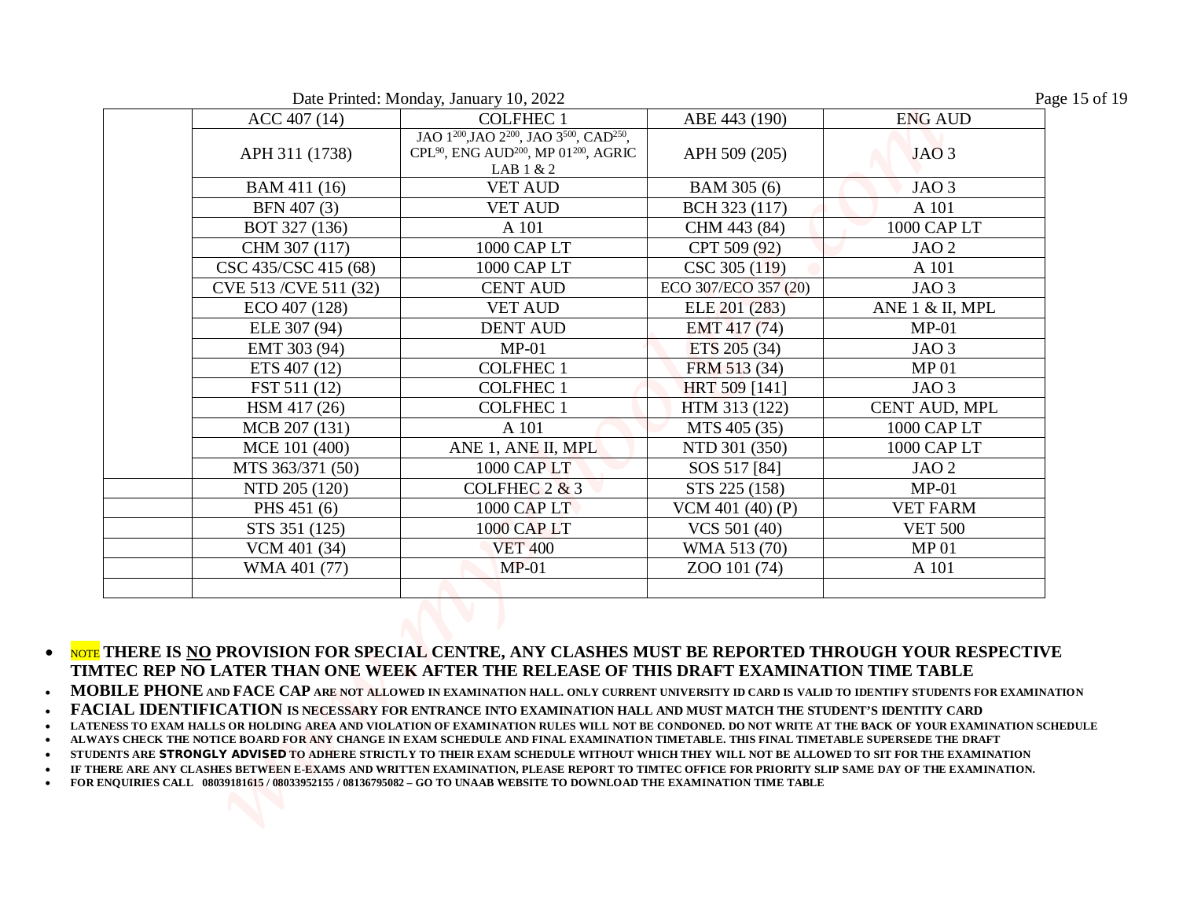| | | | | |
|---|---|---|---|---|
| | ACC 407 (14) | COLFHEC 1 | ABE 443 (190) | ENG AUD |
| | APH 311 (1738) | JAO 1[200],JAO 2[200], JAO 3[500], CAD[250], CPL[90], ENG AUD[200], MP 01[200], AGRIC LAB 1 & 2 | APH 509 (205) | JAO 3 |
| | BAM 411 (16) | VET AUD | BAM 305 (6) | JAO 3 |
| | BFN 407 (3) | VET AUD | BCH 323 (117) | A 101 |
| | BOT 327 (136) | A 101 | CHM 443 (84) | 1000 CAP LT |
| | CHM 307 (117) | 1000 CAP LT | CPT 509 (92) | JAO 2 |
| | CSC 435/CSC 415 (68) | 1000 CAP LT | CSC 305 (119) | A 101 |
| | CVE 513 /CVE 511 (32) | CENT AUD | ECO 307/ECO 357 (20) | JAO 3 |
| | ECO 407 (128) | VET AUD | ELE 201 (283) | ANE 1 & II, MPL |
| | ELE 307 (94) | DENT AUD | EMT 417 (74) | MP-01 |
| | EMT 303 (94) | MP-01 | ETS 205 (34) | JAO 3 |
| | ETS 407 (12) | COLFHEC 1 | FRM 513 (34) | MP 01 |
| | FST 511 (12) | COLFHEC 1 | HRT 509 [141] | JAO 3 |
| | HSM 417 (26) | COLFHEC 1 | HTM 313 (122) | CENT AUD, MPL |
| | MCB 207 (131) | A 101 | MTS 405 (35) | 1000 CAP LT |
| | MCE 101 (400) | ANE 1, ANE II, MPL | NTD 301 (350) | 1000 CAP LT |
| | MTS 363/371 (50) | 1000 CAP LT | SOS 517 [84] | JAO 2 |
| | NTD 205 (120) | COLFHEC 2 & 3 | STS 225 (158) | MP-01 |
| | PHS 451 (6) | 1000 CAP LT | VCM 401 (40) (P) | VET FARM |
| | STS 351 (125) | 1000 CAP LT | VCS 501 (40) | VET 500 |
| | VCM 401 (34) | VET 400 | WMA 513 (70) | MP 01 |
| | WMA 401 (77) | MP-01 | ZOO 101 (74) | A 101 |
| | | | | |

- NOTE **THERE IS NO PROVISION FOR SPECIAL CENTRE, ANY CLASHES MUST BE REPORTED THROUGH YOUR RESPECTIVE TIMTEC REP NO LATER THAN ONE WEEK AFTER THE RELEASE OF THIS DRAFT EXAMINATION TIME TABLE**
- **MOBILE PHONE AND FACE CAP ARE NOT ALLOWED IN EXAMINATION HALL. ONLY CURRENT UNIVERSITY ID CARD IS VALID TO IDENTIFY STUDENTS FOR EXAMINATION**
- **FACIAL IDENTIFICATION IS NECESSARY FOR ENTRANCE INTO EXAMINATION HALL AND MUST MATCH THE STUDENT'S IDENTITY CARD**
- **LATENESS TO EXAM HALLS OR HOLDING AREA AND VIOLATION OF EXAMINATION RULES WILL NOT BE CONDONED. DO NOT WRITE AT THE BACK OF YOUR EXAMINATION SCHEDULE**
- **ALWAYS CHECK THE NOTICE BOARD FOR ANY CHANGE IN EXAM SCHEDULE AND FINAL EXAMINATION TIMETABLE. THIS FINAL TIMETABLE SUPERSEDE THE DRAFT**
- **STUDENTS ARE STRONGLY ADVISED TO ADHERE STRICTLY TO THEIR EXAM SCHEDULE WITHOUT WHICH THEY WILL NOT BE ALLOWED TO SIT FOR THE EXAMINATION**
- **IF THERE ARE ANY CLASHES BETWEEN E-EXAMS AND WRITTEN EXAMINATION, PLEASE REPORT TO TIMTEC OFFICE FOR PRIORITY SLIP SAME DAY OF THE EXAMINATION.**
- **FOR ENQUIRIES CALL 08039181615 / 08033952155 / 08136795082 – GO TO UNAAB WEBSITE TO DOWNLOAD THE EXAMINATION TIME TABLE**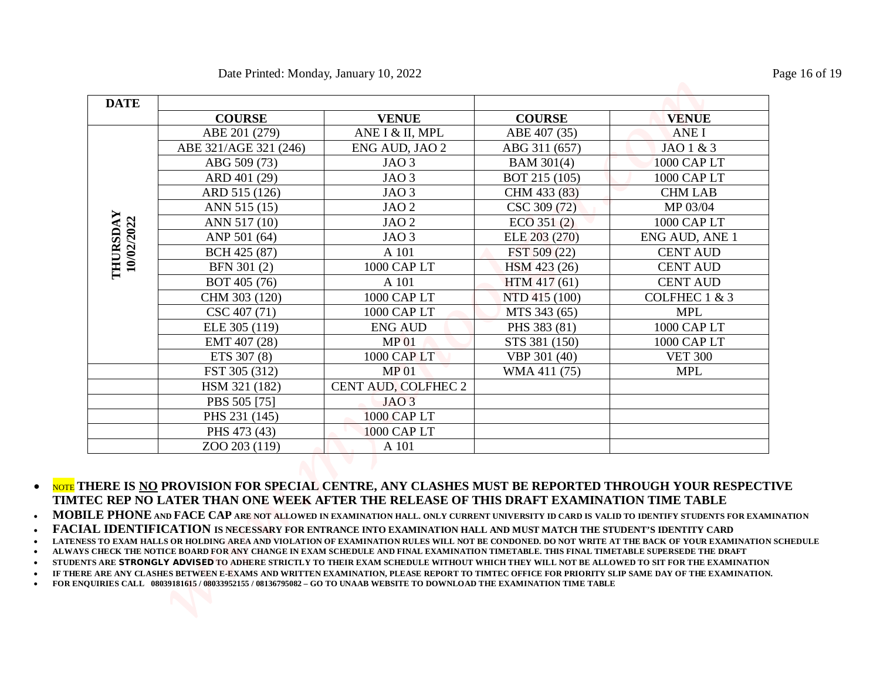Date Printed: Monday, January 10, 2022

| DATE | | | | |
|---|---|---|---|---|
| | COURSE | VENUE | COURSE | VENUE |
| THURSDAY 10/02/2022 | ABE 201 (279) | ANE I & II, MPL | ABE 407 (35) | ANE I |
| | ABE 321/AGE 321 (246) | ENG AUD, JAO 2 | ABG 311 (657) | JAO 1 & 3 |
| | ABG 509 (73) | JAO 3 | BAM 301(4) | 1000 CAP LT |
| | ARD 401 (29) | JAO 3 | BOT 215 (105) | 1000 CAP LT |
| | ARD 515 (126) | JAO 3 | CHM 433 (83) | CHM LAB |
| | ANN 515 (15) | JAO 2 | CSC 309 (72) | MP 03/04 |
| | ANN 517 (10) | JAO 2 | ECO 351 (2) | 1000 CAP LT |
| | ANP 501 (64) | JAO 3 | ELE 203 (270) | ENG AUD, ANE 1 |
| | BCH 425 (87) | A 101 | FST 509 (22) | CENT AUD |
| | BFN 301 (2) | 1000 CAP LT | HSM 423 (26) | CENT AUD |
| | BOT 405 (76) | A 101 | HTM 417 (61) | CENT AUD |
| | CHM 303 (120) | 1000 CAP LT | NTD 415 (100) | COLFHEC 1 & 3 |
| | CSC 407 (71) | 1000 CAP LT | MTS 343 (65) | MPL |
| | ELE 305 (119) | ENG AUD | PHS 383 (81) | 1000 CAP LT |
| | EMT 407 (28) | MP 01 | STS 381 (150) | 1000 CAP LT |
| | ETS 307 (8) | 1000 CAP LT | VBP 301 (40) | VET 300 |
| | FST 305 (312) | MP 01 | WMA 411 (75) | MPL |
| | HSM 321 (182) | CENT AUD, COLFHEC 2 | | |
| | PBS 505 [75] | JAO 3 | | |
| | PHS 231 (145) | 1000 CAP LT | | |
| | PHS 473 (43) | 1000 CAP LT | | |
| | ZOO 203 (119) | A 101 | | |

- NOTE **THERE IS NO PROVISION FOR SPECIAL CENTRE, ANY CLASHES MUST BE REPORTED THROUGH YOUR RESPECTIVE TIMTEC REP NO LATER THAN ONE WEEK AFTER THE RELEASE OF THIS DRAFT EXAMINATION TIME TABLE**
- **MOBILE PHONE AND FACE CAP ARE NOT ALLOWED IN EXAMINATION HALL. ONLY CURRENT UNIVERSITY ID CARD IS VALID TO IDENTIFY STUDENTS FOR EXAMINATION**
- **FACIAL IDENTIFICATION IS NECESSARY FOR ENTRANCE INTO EXAMINATION HALL AND MUST MATCH THE STUDENT'S IDENTITY CARD**
- **LATENESS TO EXAM HALLS OR HOLDING AREA AND VIOLATION OF EXAMINATION RULES WILL NOT BE CONDONED. DO NOT WRITE AT THE BACK OF YOUR EXAMINATION SCHEDULE**
- **ALWAYS CHECK THE NOTICE BOARD FOR ANY CHANGE IN EXAM SCHEDULE AND FINAL EXAMINATION TIMETABLE. THIS FINAL TIMETABLE SUPERSEDE THE DRAFT**
- **STUDENTS ARE STRONGLY ADVISED TO ADHERE STRICTLY TO THEIR EXAM SCHEDULE WITHOUT WHICH THEY WILL NOT BE ALLOWED TO SIT FOR THE EXAMINATION**
- **IF THERE ARE ANY CLASHES BETWEEN E-EXAMS AND WRITTEN EXAMINATION, PLEASE REPORT TO TIMTEC OFFICE FOR PRIORITY SLIP SAME DAY OF THE EXAMINATION.**
- **FOR ENQUIRIES CALL 08039181615 / 08033952155 / 08136795082 – GO TO UNAAB WEBSITE TO DOWNLOAD THE EXAMINATION TIME TABLE**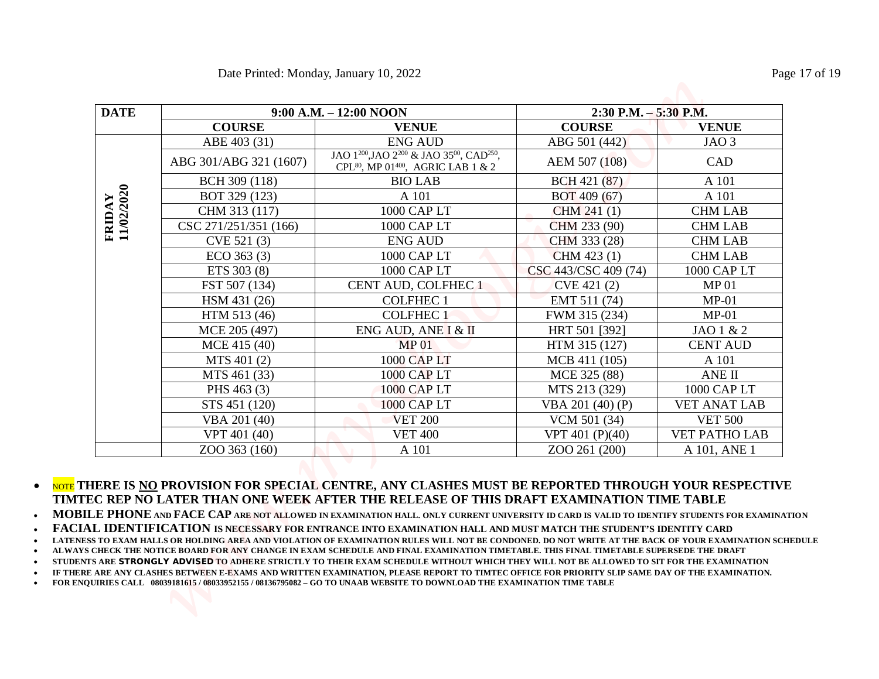| DATE | 9:00 A.M. – 12:00 NOON | | 2:30 P.M. – 5:30 P.M. | |
|---|---|---|---|---|
| | COURSE | VENUE | COURSE | VENUE |
| FRIDAY 11/02/2020 | ABE 403 (31) | ENG AUD | ABG 501 (442) | JAO 3 |
| | ABG 301/ABG 321 (1607) | JAO 1[200],JAO 2[200] & JAO 35[00], CAD[250], CPL[80], MP 01[400], AGRIC LAB 1 & 2 | AEM 507 (108) | CAD |
| | BCH 309 (118) | BIO LAB | BCH 421 (87) | A 101 |
| | BOT 329 (123) | A 101 | BOT 409 (67) | A 101 |
| | CHM 313 (117) | 1000 CAP LT | CHM 241 (1) | CHM LAB |
| | CSC 271/251/351 (166) | 1000 CAP LT | CHM 233 (90) | CHM LAB |
| | CVE 521 (3) | ENG AUD | CHM 333 (28) | CHM LAB |
| | ECO 363 (3) | 1000 CAP LT | CHM 423 (1) | CHM LAB |
| | ETS 303 (8) | 1000 CAP LT | CSC 443/CSC 409 (74) | 1000 CAP LT |
| | FST 507 (134) | CENT AUD, COLFHEC 1 | CVE 421 (2) | MP 01 |
| | HSM 431 (26) | COLFHEC 1 | EMT 511 (74) | MP-01 |
| | HTM 513 (46) | COLFHEC 1 | FWM 315 (234) | MP-01 |
| | MCE 205 (497) | ENG AUD, ANE I & II | HRT 501 [392] | JAO 1 & 2 |
| | MCE 415 (40) | MP 01 | HTM 315 (127) | CENT AUD |
| | MTS 401 (2) | 1000 CAP LT | MCB 411 (105) | A 101 |
| | MTS 461 (33) | 1000 CAP LT | MCE 325 (88) | ANE II |
| | PHS 463 (3) | 1000 CAP LT | MTS 213 (329) | 1000 CAP LT |
| | STS 451 (120) | 1000 CAP LT | VBA 201 (40) (P) | VET ANAT LAB |
| | VBA 201 (40) | VET 200 | VCM 501 (34) | VET 500 |
| | VPT 401 (40) | VET 400 | VPT 401 (P)(40) | VET PATHO LAB |
| | ZOO 363 (160) | A 101 | ZOO 261 (200) | A 101, ANE 1 |

- NOTE **THERE IS NO PROVISION FOR SPECIAL CENTRE, ANY CLASHES MUST BE REPORTED THROUGH YOUR RESPECTIVE TIMTEC REP NO LATER THAN ONE WEEK AFTER THE RELEASE OF THIS DRAFT EXAMINATION TIME TABLE**
- **MOBILE PHONE AND FACE CAP ARE NOT ALLOWED IN EXAMINATION HALL. ONLY CURRENT UNIVERSITY ID CARD IS VALID TO IDENTIFY STUDENTS FOR EXAMINATION**
- **FACIAL IDENTIFICATION IS NECESSARY FOR ENTRANCE INTO EXAMINATION HALL AND MUST MATCH THE STUDENT'S IDENTITY CARD**
- **LATENESS TO EXAM HALLS OR HOLDING AREA AND VIOLATION OF EXAMINATION RULES WILL NOT BE CONDONED. DO NOT WRITE AT THE BACK OF YOUR EXAMINATION SCHEDULE**
- **ALWAYS CHECK THE NOTICE BOARD FOR ANY CHANGE IN EXAM SCHEDULE AND FINAL EXAMINATION TIMETABLE. THIS FINAL TIMETABLE SUPERSEDE THE DRAFT**
- **STUDENTS ARE STRONGLY ADVISED TO ADHERE STRICTLY TO THEIR EXAM SCHEDULE WITHOUT WHICH THEY WILL NOT BE ALLOWED TO SIT FOR THE EXAMINATION**
- **IF THERE ARE ANY CLASHES BETWEEN E-EXAMS AND WRITTEN EXAMINATION, PLEASE REPORT TO TIMTEC OFFICE FOR PRIORITY SLIP SAME DAY OF THE EXAMINATION.**
- **FOR ENQUIRIES CALL 08039181615 / 08033952155 / 08136795082 – GO TO UNAAB WEBSITE TO DOWNLOAD THE EXAMINATION TIME TABLE**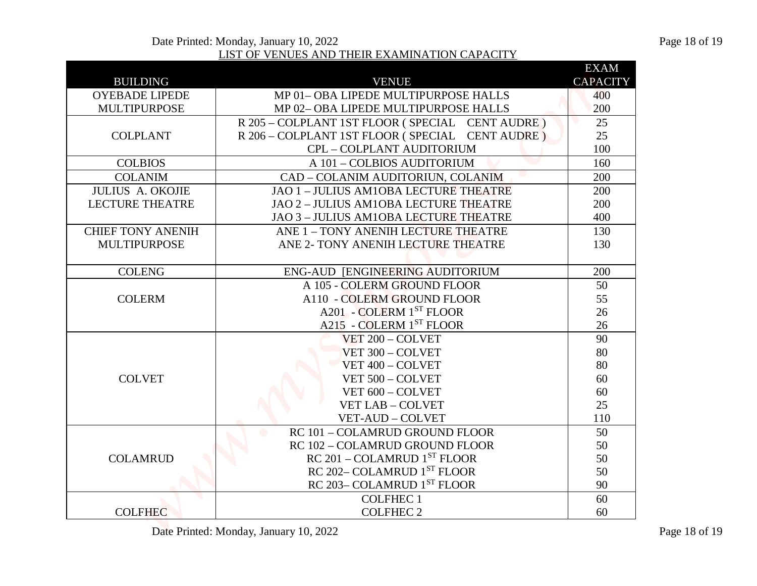LIST OF VENUES AND THEIR EXAMINATION CAPACITY

| BUILDING | VENUE | EXAM CAPACITY |
|---|---|---|
| OYEBADE LIPEDE MULTIPURPOSE | MP 01– OBA LIPEDE MULTIPURPOSE HALLS | 400 |
| | MP 02– OBA LIPEDE MULTIPURPOSE HALLS | 200 |
| COLPLANT | R 205 – COLPLANT 1ST FLOOR ( SPECIAL CENT AUDRE ) | 25 |
| | R 206 – COLPLANT 1ST FLOOR ( SPECIAL CENT AUDRE ) | 25 |
| | CPL – COLPLANT AUDITORIUM | 100 |
| COLBIOS | A 101 – COLBIOS AUDITORIUM | 160 |
| COLANIM | CAD – COLANIM AUDITORIUN, COLANIM | 200 |
| JULIUS A. OKOJIE LECTURE THEATRE | JAO 1 – JULIUS AM1OBA LECTURE THEATRE | 200 |
| | JAO 2 – JULIUS AM1OBA LECTURE THEATRE | 200 |
| | JAO 3 – JULIUS AM1OBA LECTURE THEATRE | 400 |
| CHIEF TONY ANENIH MULTIPURPOSE | ANE 1 – TONY ANENIH LECTURE THEATRE | 130 |
| | ANE 2- TONY ANENIH LECTURE THEATRE | 130 |
| COLENG | ENG-AUD [ENGINEERING AUDITORIUM | 200 |
| COLERM | A 105 - COLERM GROUND FLOOR | 50 |
| | A110 - COLERM GROUND FLOOR | 55 |
| | A201 - COLERM 1ST FLOOR | 26 |
| | A215 - COLERM 1ST FLOOR | 26 |
| COLVET | VET 200 – COLVET | 90 |
| | VET 300 – COLVET | 80 |
| | VET 400 – COLVET | 80 |
| | VET 500 – COLVET | 60 |
| | VET 600 – COLVET | 60 |
| | VET LAB – COLVET | 25 |
| | VET-AUD – COLVET | 110 |
| COLAMRUD | RC 101 – COLAMRUD GROUND FLOOR | 50 |
| | RC 102 – COLAMRUD GROUND FLOOR | 50 |
| | RC 201 – COLAMRUD 1ST FLOOR | 50 |
| | RC 202– COLAMRUD 1ST FLOOR | 50 |
| | RC 203– COLAMRUD 1ST FLOOR | 90 |
| COLFHEC | COLFHEC 1 | 60 |
| | COLFHEC 2 | 60 |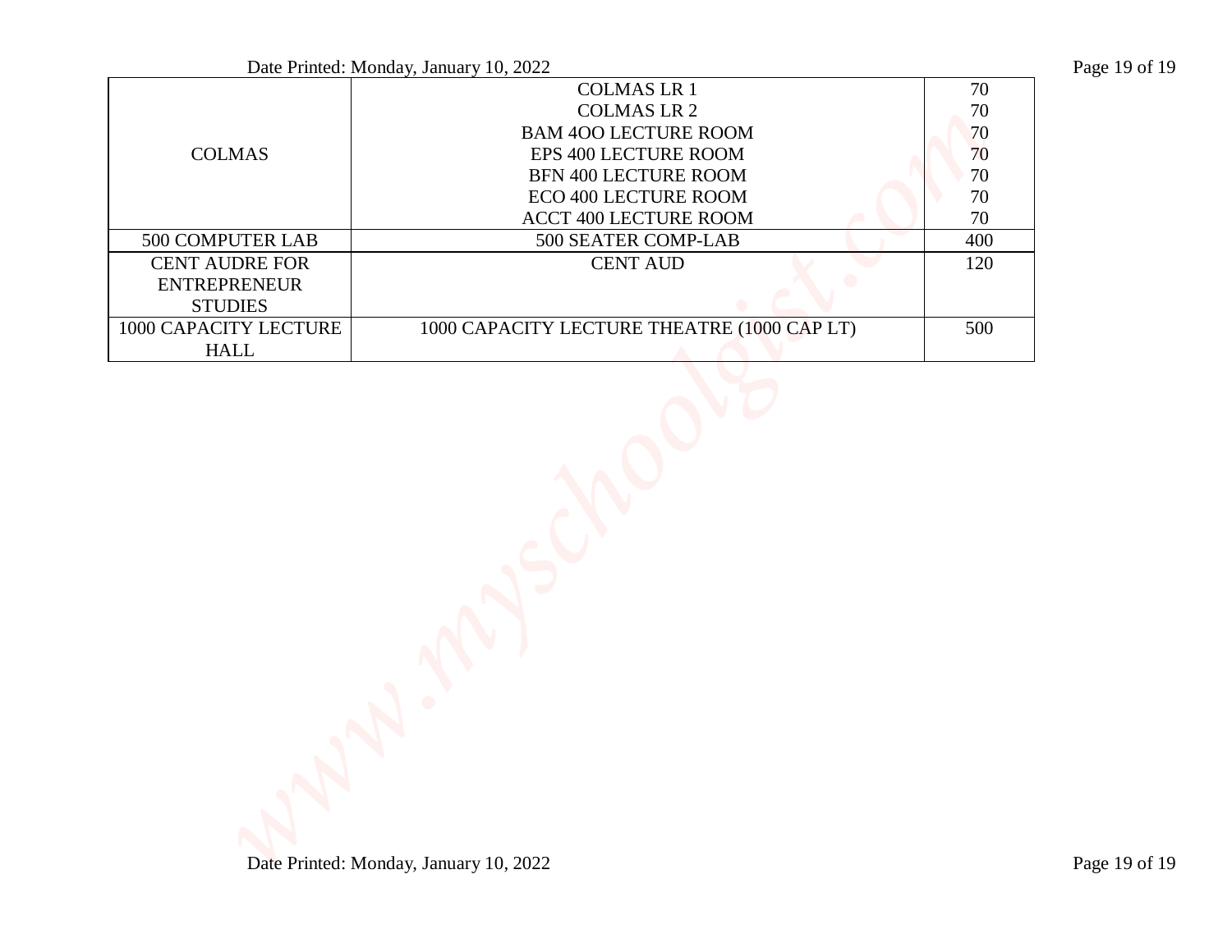| | | |
|---|---|---|
| COLMAS | COLMAS LR 1 | 70 |
| | COLMAS LR 2 | 70 |
| | BAM 4OO LECTURE ROOM | 70 |
| | EPS 400 LECTURE ROOM | 70 |
| | BFN 400 LECTURE ROOM | 70 |
| | ECO 400 LECTURE ROOM | 70 |
| | ACCT 400 LECTURE ROOM | 70 |
| 500 COMPUTER LAB | 500 SEATER COMP-LAB | 400 |
| CENT AUDRE FOR ENTREPRENEUR STUDIES | CENT AUD | 120 |
| 1000 CAPACITY LECTURE HALL | 1000 CAPACITY LECTURE THEATRE (1000 CAP LT) | 500 |